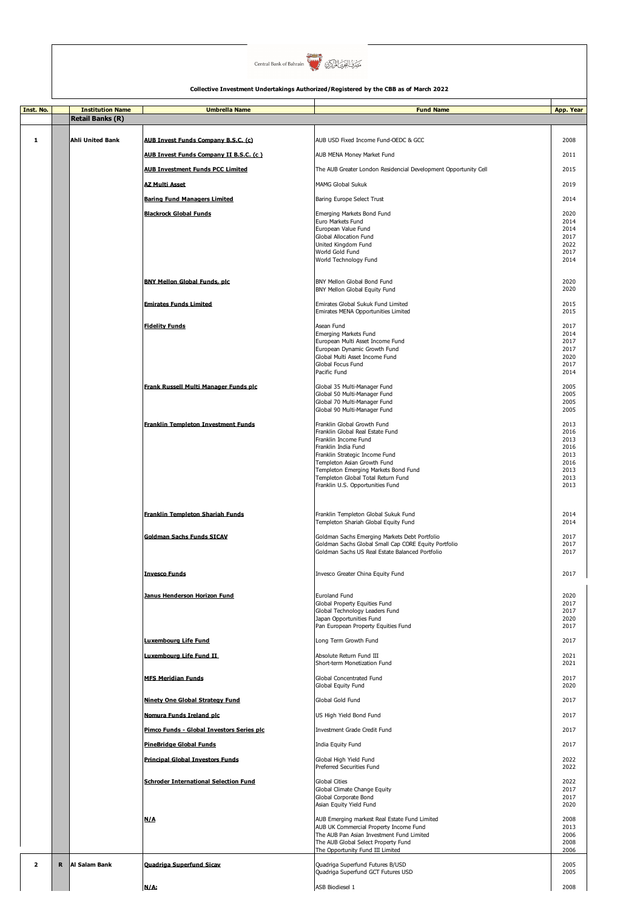Central Bank of Bahrain مصرف البحرين المركزي

**Collective Investment Undertakings Authorized/Registered by the CBB as of March 2022**

| Inst. No. | | Institution Name | Umbrella Name | Fund Name | App. Year |
|---|---|---|---|---|---|
| | | **Retail Banks (R)** | | | |
| 1 | | Ahli United Bank | AUB Invest Funds Company B.S.C. (c) | AUB USD Fixed Income Fund-OEDC & GCC | 2008 |
| | | | AUB Invest Funds Company II B.S.C. (c ) | AUB MENA Money Market Fund | 2011 |
| | | | AUB Investment Funds PCC Limited | The AUB Greater London Residencial Development Opportunity Cell | 2015 |
| | | | AZ Multi Asset | MAMG Global Sukuk | 2019 |
| | | | Baring Fund Managers Limited | Baring Europe Select Trust | 2014 |
| | | | Blackrock Global Funds | Emerging Markets Bond Fund | 2020 |
| | | | | Euro Markets Fund | 2014 |
| | | | | European Value Fund | 2014 |
| | | | | Global Allocation Fund | 2017 |
| | | | | United Kingdom Fund | 2022 |
| | | | | World Gold Fund | 2017 |
| | | | | World Technology Fund | 2014 |
| | | | BNY Mellon Global Funds, plc | BNY Mellon Global Bond Fund | 2020 |
| | | | | BNY Mellon Global Equity Fund | 2020 |
| | | | Emirates Funds Limited | Emirates Global Sukuk Fund Limited | 2015 |
| | | | | Emirates MENA Opportunities Limited | 2015 |
| | | | Fidelity Funds | Asean Fund | 2017 |
| | | | | Emerging Markets Fund | 2014 |
| | | | | European Multi Asset Income Fund | 2017 |
| | | | | European Dynamic Growth Fund | 2017 |
| | | | | Global Multi Asset Income Fund | 2020 |
| | | | | Global Focus Fund | 2017 |
| | | | | Pacific Fund | 2014 |
| | | | Frank Russell Multi Manager Funds plc | Global 35 Multi-Manager Fund | 2005 |
| | | | | Global 50 Multi-Manager Fund | 2005 |
| | | | | Global 70 Multi-Manager Fund | 2005 |
| | | | | Global 90 Multi-Manager Fund | 2005 |
| | | | Franklin Templeton Investment Funds | Franklin Global Growth Fund | 2013 |
| | | | | Franklin Global Real Estate Fund | 2016 |
| | | | | Franklin Income Fund | 2013 |
| | | | | Franklin India Fund | 2016 |
| | | | | Franklin Strategic Income Fund | 2013 |
| | | | | Templeton Asian Growth Fund | 2016 |
| | | | | Templeton Emerging Markets Bond Fund | 2013 |
| | | | | Templeton Global Total Return Fund | 2013 |
| | | | | Franklin U.S. Opportunities Fund | 2013 |
| | | | Franklin Templeton Shariah Funds | Franklin Templeton Global Sukuk Fund | 2014 |
| | | | | Templeton Shariah Global Equity Fund | 2014 |
| | | | Goldman Sachs Funds SICAV | Goldman Sachs Emerging Markets Debt Portfolio | 2017 |
| | | | | Goldman Sachs Global Small Cap CORE Equity Portfolio | 2017 |
| | | | | Goldman Sachs US Real Estate Balanced Portfolio | 2017 |
| | | | Invesco Funds | Invesco Greater China Equity Fund | 2017 |
| | | | Janus Henderson Horizon Fund | Euroland Fund | 2020 |
| | | | | Global Property Equities Fund | 2017 |
| | | | | Global Technology Leaders Fund | 2017 |
| | | | | Japan Opportunities Fund | 2020 |
| | | | | Pan European Property Equities Fund | 2017 |
| | | | Luxembourg Life Fund | Long Term Growth Fund | 2017 |
| | | | Luxembourg Life Fund II | Absolute Return Fund III | 2021 |
| | | | | Short-term Monetization Fund | 2021 |
| | | | MFS Meridian Funds | Global Concentrated Fund | 2017 |
| | | | | Global Equity Fund | 2020 |
| | | | Ninety One Global Strategy Fund | Global Gold Fund | 2017 |
| | | | Nomura Funds Ireland plc | US High Yield Bond Fund | 2017 |
| | | | Pimco Funds - Global Investors Series plc | Investment Grade Credit Fund | 2017 |
| | | | PineBridge Global Funds | India Equity Fund | 2017 |
| | | | Principal Global Investors Funds | Global High Yield Fund | 2022 |
| | | | | Preferred Securities Fund | 2022 |
| | | | Schroder International Selection Fund | Global Cities | 2022 |
| | | | | Global Climate Change Equity | 2017 |
| | | | | Global Corporate Bond | 2017 |
| | | | | Asian Equity Yield Fund | 2020 |
| | | | N/A | AUB Emerging markest Real Estate Fund Limited | 2008 |
| | | | | AUB UK Commercial Property Income Fund | 2013 |
| | | | | The AUB Pan Asian Investment Fund Limited | 2006 |
| | | | | The AUB Global Select Property Fund | 2008 |
| | | | | The Opportunity Fund III Limited | 2006 |
| 2 | R | Al Salam Bank | Quadriga Superfund Sicav | Quadriga Superfund Futures B/USD | 2005 |
| | | | | Quadriga Superfund GCT Futures USD | 2005 |
| | | | N/A: | ASB Biodiesel 1 | 2008 |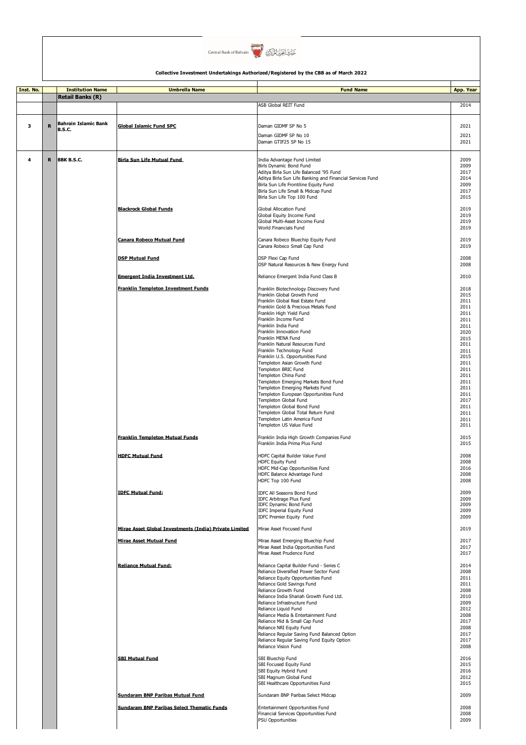**Collective Investment Undertakings Authorized/Registered by the CBB as of March 2022**

| Inst. No. | | Institution Name | Umbrella Name | Fund Name | App. Year |
|---|---|---|---|---|---|
| | | **Retail Banks (R)** | | | |
| | | | | ASB Global REIT Fund | 2014 |
| 3 | R | Bahrain Islamic Bank B.S.C. | Global Islamic Fund SPC | Daman GIDMF SP No 5 | 2021 |
| | | | | Daman GIDMF SP No 10 | 2021 |
| | | | | Daman GTIF25 SP No 15 | 2021 |
| 4 | R | BBK B.S.C. | Birla Sun Life Mutual Fund | India Advantage Fund Limited | 2009 |
| | | | | Birls Dynamic Bond Fund | 2009 |
| | | | | Aditya Birla Sun Life Balanced '95 Fund | 2017 |
| | | | | Aditya Birla Sun Life Banking and Financial Services Fund | 2014 |
| | | | | Birla Sun Life Frontline Equity Fund | 2009 |
| | | | | Birla Sun Life Small & Midcap Fund | 2017 |
| | | | | Birla Sun Life Top 100 Fund | 2015 |
| | | | Blackrock Global Funds | Global Allocation Fund | 2019 |
| | | | | Global Equity Income Fund | 2019 |
| | | | | Global Multi-Asset Income Fund | 2019 |
| | | | | World Financials Fund | 2019 |
| | | | Canara Robeco Mutual Fund | Canara Robeco Bluechip Equity Fund | 2019 |
| | | | | Canara Robeco Small Cap Fund | 2019 |
| | | | DSP Mutual Fund | DSP Flexi Cap Fund | 2008 |
| | | | | DSP Natural Resources & New Energy Fund | 2008 |
| | | | Emergent India Investment Ltd. | Reliance Emergent India Fund Class B | 2010 |
| | | | Franklin Templeton Investment Funds | Franklin Biotechnology Discovery Fund | 2018 |
| | | | | Franklin Global Growth Fund | 2015 |
| | | | | Franklin Global Real Estate Fund | 2011 |
| | | | | Franklin Gold & Precious Metals Fund | 2011 |
| | | | | Franklin High Yield Fund | 2011 |
| | | | | Franklin Income Fund | 2011 |
| | | | | Franklin India Fund | 2011 |
| | | | | Franklin Innovation Fund | 2020 |
| | | | | Franklin MENA Fund | 2015 |
| | | | | Franklin Natural Resources Fund | 2011 |
| | | | | Franklin Technology Fund | 2011 |
| | | | | Franklin U.S. Opportunities Fund | 2015 |
| | | | | Templeton Asian Growth Fund | 2011 |
| | | | | Templeton BRIC Fund | 2011 |
| | | | | Templeton China Fund | 2011 |
| | | | | Templeton Emerging Markets Bond Fund | 2011 |
| | | | | Templeton Emerging Markets Fund | 2011 |
| | | | | Templeton European Opportunities Fund | 2011 |
| | | | | Templeton Global Fund | 2017 |
| | | | | Templeton Global Bond Fund | 2011 |
| | | | | Templeton Global Total Return Fund | 2011 |
| | | | | Templeton Latin America Fund | 2011 |
| | | | | Templeton US Value Fund | 2011 |
| | | | Franklin Templeton Mutual Funds | Franklin India High Growth Companies Fund | 2015 |
| | | | | Franklin India Prima Plus Fund | 2015 |
| | | | HDFC Mutual Fund | HDFC Capital Builder Value Fund | 2008 |
| | | | | HDFC Equity Fund | 2008 |
| | | | | HDFC Mid-Cap Opportunities Fund | 2016 |
| | | | | HDFC Balance Advantage Fund | 2008 |
| | | | | HDFC Top 100 Fund | 2008 |
| | | | IDFC Mutual Fund: | IDFC All Seasons Bond Fund | 2009 |
| | | | | IDFC Arbitrage Plus Fund | 2009 |
| | | | | IDFC Dynamic Bond Fund | 2009 |
| | | | | IDFC Imperial Equity Fund | 2009 |
| | | | | IDFC Premier Equity Fund | 2009 |
| | | | Mirae Asset Global Investments (India) Private Limited | Mirae Asset Focused Fund | 2019 |
| | | | Mirae Asset Mutual Fund | Mirae Asset Emerging Bluechip Fund | 2017 |
| | | | | Mirae Asset India Opportunities Fund | 2017 |
| | | | | Mirae Asset Prudence Fund | 2017 |
| | | | Reliance Mutual Fund: | Reliance Capital Builder Fund - Series C | 2014 |
| | | | | Reliance Diversified Power Sector Fund | 2008 |
| | | | | Reliance Equity Opportunities Fund | 2011 |
| | | | | Reliance Gold Savings Fund | 2011 |
| | | | | Reliance Growth Fund | 2008 |
| | | | | Reliance India Shariah Growth Fund Ltd. | 2010 |
| | | | | Reliance Infrastructure Fund | 2009 |
| | | | | Reliance Liquid Fund | 2012 |
| | | | | Reliance Media & Entertainment Fund | 2008 |
| | | | | Reliance Mid & Small Cap Fund | 2017 |
| | | | | Reliance NRI Equity Fund | 2008 |
| | | | | Reliance Regular Saving Fund Balanced Option | 2017 |
| | | | | Reliance Regular Saving Fund Equity Option | 2017 |
| | | | | Reliance Vision Fund | 2008 |
| | | | SBI Mutual Fund | SBI Bluechip Fund | 2016 |
| | | | | SBI Focused Equity Fund | 2015 |
| | | | | SBI Equity Hybrid Fund | 2016 |
| | | | | SBI Magnum Global Fund | 2012 |
| | | | | SBI Healthcare Opportunities Fund | 2015 |
| | | | Sundaram BNP Paribas Mutual Fund | Sundaram BNP Paribas Select Midcap | 2009 |
| | | | Sundaram BNP Paribas Select Thematic Funds | Entertainment Opportunities Fund | 2008 |
| | | | | Financial Services Opportunities Fund | 2008 |
| | | | | PSU Opportunities | 2009 |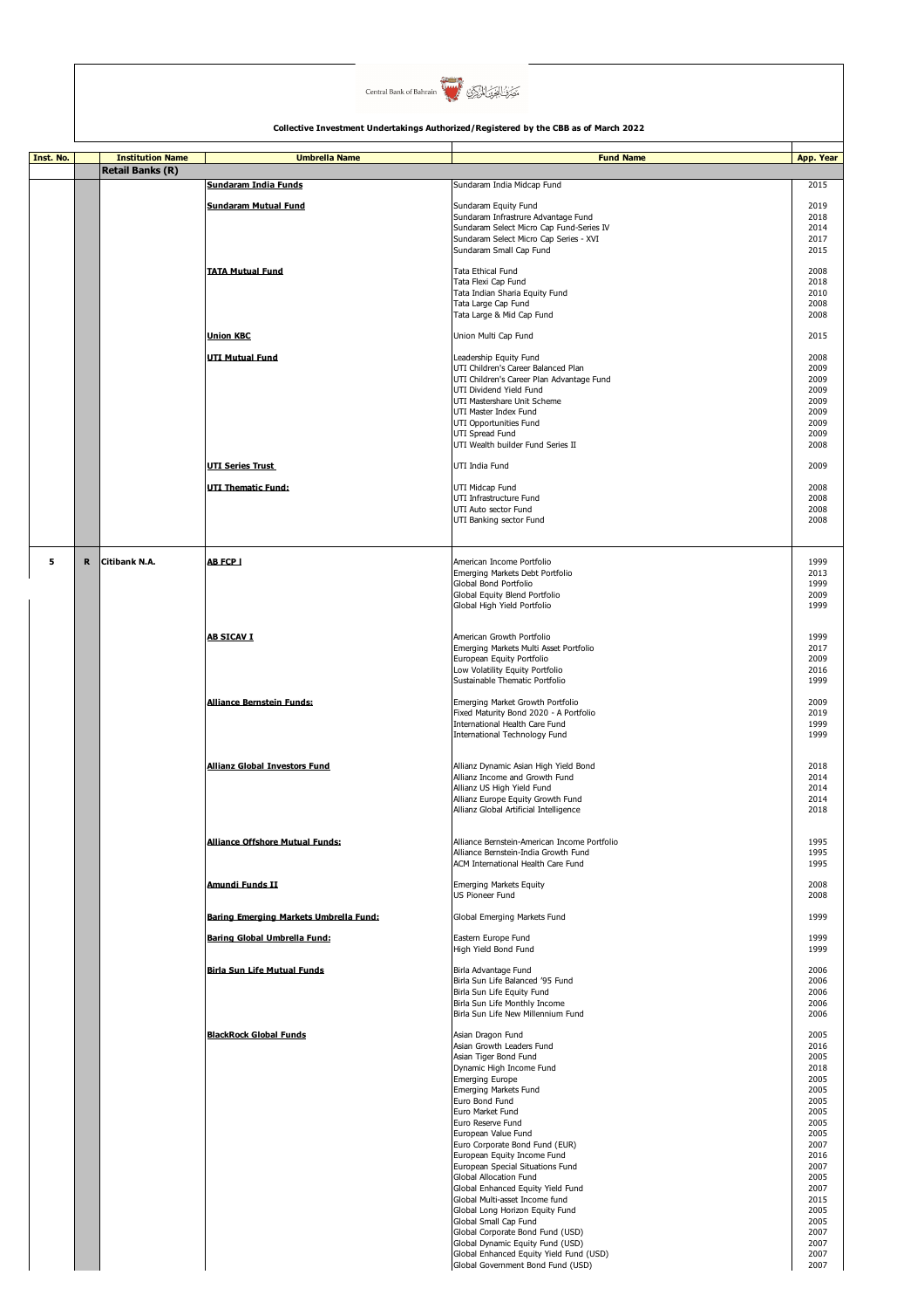**Collective Investment Undertakings Authorized/Registered by the CBB as of March 2022**

| Inst. No. | | Institution Name | Umbrella Name | Fund Name | App. Year |
|---|---|---|---|---|---|
| | | **Retail Banks (R)** | | | |
| | | | **Sundaram India Funds** | Sundaram India Midcap Fund | 2015 |
| | | | **Sundaram Mutual Fund** | Sundaram Equity Fund | 2019 |
| | | | | Sundaram Infrastrure Advantage Fund | 2018 |
| | | | | Sundaram Select Micro Cap Fund-Series IV | 2014 |
| | | | | Sundaram Select Micro Cap Series - XVI | 2017 |
| | | | | Sundaram Small Cap Fund | 2015 |
| | | | **TATA Mutual Fund** | Tata Ethical Fund | 2008 |
| | | | | Tata Flexi Cap Fund | 2018 |
| | | | | Tata Indian Sharia Equity Fund | 2010 |
| | | | | Tata Large Cap Fund | 2008 |
| | | | | Tata Large & Mid Cap Fund | 2008 |
| | | | **Union KBC** | Union Multi Cap Fund | 2015 |
| | | | **UTI Mutual Fund** | Leadership Equity Fund | 2008 |
| | | | | UTI Children's Career Balanced Plan | 2009 |
| | | | | UTI Children's Career Plan Advantage Fund | 2009 |
| | | | | UTI Dividend Yield Fund | 2009 |
| | | | | UTI Mastershare Unit Scheme | 2009 |
| | | | | UTI Master Index Fund | 2009 |
| | | | | UTI Opportunities Fund | 2009 |
| | | | | UTI Spread Fund | 2009 |
| | | | | UTI Wealth builder Fund Series II | 2008 |
| | | | **UTI Series Trust** | UTI India Fund | 2009 |
| | | | **UTI Thematic Fund:** | UTI Midcap Fund | 2008 |
| | | | | UTI Infrastructure Fund | 2008 |
| | | | | UTI Auto sector Fund | 2008 |
| | | | | UTI Banking sector Fund | 2008 |
| 5 | R | Citibank N.A. | **AB FCP I** | American Income Portfolio | 1999 |
| | | | | Emerging Markets Debt Portfolio | 2013 |
| | | | | Global Bond Portfolio | 1999 |
| | | | | Global Equity Blend Portfolio | 2009 |
| | | | | Global High Yield Portfolio | 1999 |
| | | | **AB SICAV I** | American Growth Portfolio | 1999 |
| | | | | Emerging Markets Multi Asset Portfolio | 2017 |
| | | | | European Equity Portfolio | 2009 |
| | | | | Low Volatility Equity Portfolio | 2016 |
| | | | | Sustainable Thematic Portfolio | 1999 |
| | | | **Alliance Bernstein Funds:** | Emerging Market Growth Portfolio | 2009 |
| | | | | Fixed Maturity Bond 2020 - A Portfolio | 2019 |
| | | | | International Health Care Fund | 1999 |
| | | | | International Technology Fund | 1999 |
| | | | **Allianz Global Investors Fund** | Allianz Dynamic Asian High Yield Bond | 2018 |
| | | | | Allianz Income and Growth Fund | 2014 |
| | | | | Allianz US High Yield Fund | 2014 |
| | | | | Allianz Europe Equity Growth Fund | 2014 |
| | | | | Allianz Global Artificial Intelligence | 2018 |
| | | | **Alliance Offshore Mutual Funds:** | Alliance Bernstein-American Income Portfolio | 1995 |
| | | | | Alliance Bernstein-India Growth Fund | 1995 |
| | | | | ACM International Health Care Fund | 1995 |
| | | | **Amundi Funds II** | Emerging Markets Equity | 2008 |
| | | | | US Pioneer Fund | 2008 |
| | | | **Baring Emerging Markets Umbrella Fund:** | Global Emerging Markets Fund | 1999 |
| | | | **Baring Global Umbrella Fund:** | Eastern Europe Fund | 1999 |
| | | | | High Yield Bond Fund | 1999 |
| | | | **Birla Sun Life Mutual Funds** | Birla Advantage Fund | 2006 |
| | | | | Birla Sun Life Balanced '95 Fund | 2006 |
| | | | | Birla Sun Life Equity Fund | 2006 |
| | | | | Birla Sun Life Monthly Income | 2006 |
| | | | | Birla Sun Life New Millennium Fund | 2006 |
| | | | **BlackRock Global Funds** | Asian Dragon Fund | 2005 |
| | | | | Asian Growth Leaders Fund | 2016 |
| | | | | Asian Tiger Bond Fund | 2005 |
| | | | | Dynamic High Income Fund | 2018 |
| | | | | Emerging Europe | 2005 |
| | | | | Emerging Markets Fund | 2005 |
| | | | | Euro Bond Fund | 2005 |
| | | | | Euro Market Fund | 2005 |
| | | | | Euro Reserve Fund | 2005 |
| | | | | European Value Fund | 2005 |
| | | | | Euro Corporate Bond Fund (EUR) | 2007 |
| | | | | European Equity Income Fund | 2016 |
| | | | | European Special Situations Fund | 2007 |
| | | | | Global Allocation Fund | 2005 |
| | | | | Global Enhanced Equity Yield Fund | 2007 |
| | | | | Global Multi-asset Income fund | 2015 |
| | | | | Global Long Horizon Equity Fund | 2005 |
| | | | | Global Small Cap Fund | 2005 |
| | | | | Global Corporate Bond Fund (USD) | 2007 |
| | | | | Global Dynamic Equity Fund (USD) | 2007 |
| | | | | Global Enhanced Equity Yield Fund (USD) | 2007 |
| | | | | Global Government Bond Fund (USD) | 2007 |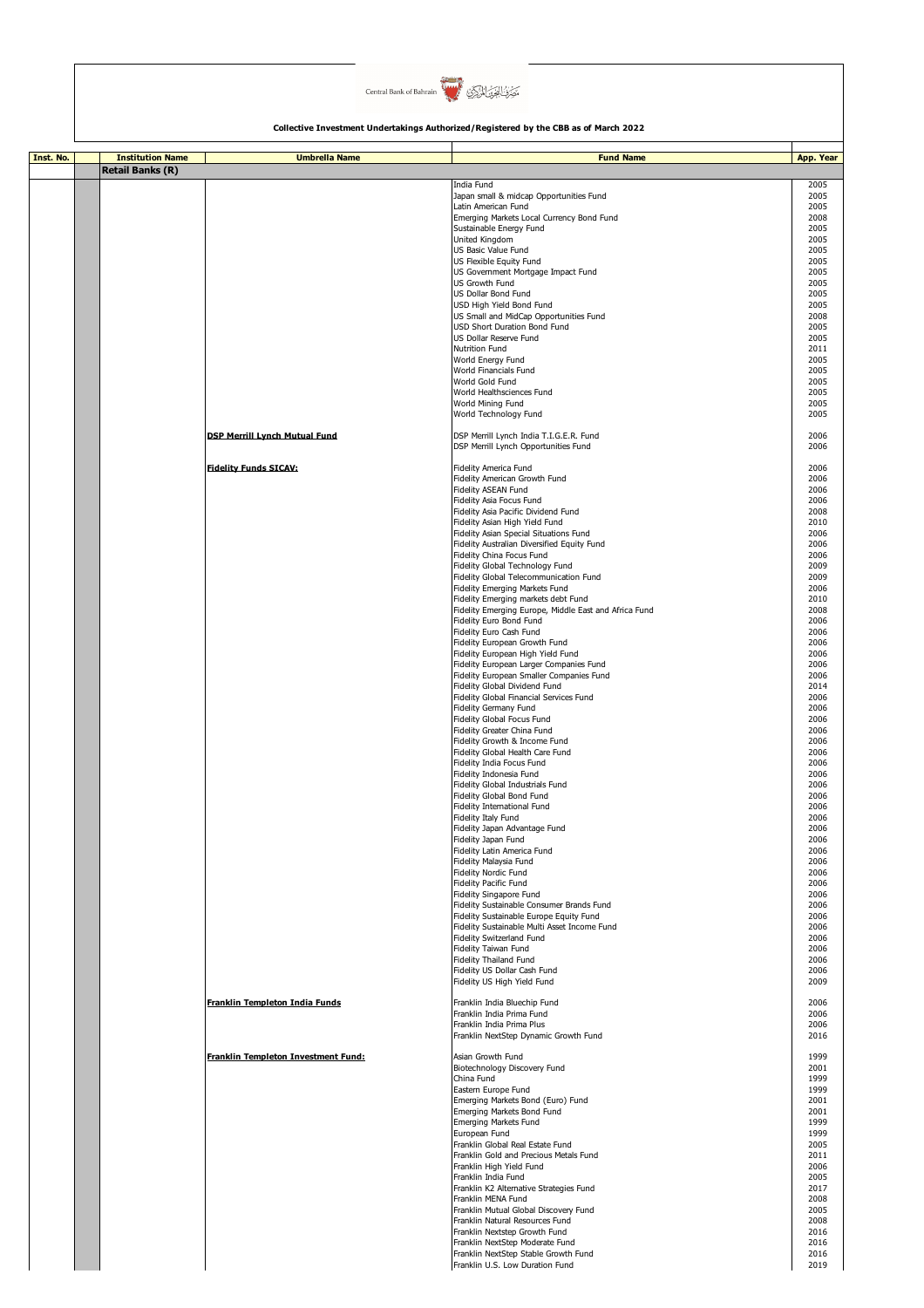Central Bank of Bahrain مصرف البحرين المركزي

**Collective Investment Undertakings Authorized/Registered by the CBB as of March 2022**

| Inst. No. | Institution Name | Umbrella Name | Fund Name | App. Year |
|---|---|---|---|---|
| | **Retail Banks (R)** | | | |
| | | | India Fund | 2005 |
| | | | Japan small & midcap Opportunities Fund | 2005 |
| | | | Latin American Fund | 2005 |
| | | | Emerging Markets Local Currency Bond Fund | 2008 |
| | | | Sustainable Energy Fund | 2005 |
| | | | United Kingdom | 2005 |
| | | | US Basic Value Fund | 2005 |
| | | | US Flexible Equity Fund | 2005 |
| | | | US Government Mortgage Impact Fund | 2005 |
| | | | US Growth Fund | 2005 |
| | | | US Dollar Bond Fund | 2005 |
| | | | USD High Yield Bond Fund | 2005 |
| | | | US Small and MidCap Opportunities Fund | 2008 |
| | | | USD Short Duration Bond Fund | 2005 |
| | | | US Dollar Reserve Fund | 2005 |
| | | | Nutrition Fund | 2011 |
| | | | World Energy Fund | 2005 |
| | | | World Financials Fund | 2005 |
| | | | World Gold Fund | 2005 |
| | | | World Healthsciences Fund | 2005 |
| | | | World Mining Fund | 2005 |
| | | | World Technology Fund | 2005 |
| | | **DSP Merrill Lynch Mutual Fund** | DSP Merrill Lynch India T.I.G.E.R. Fund | 2006 |
| | | | DSP Merrill Lynch Opportunities Fund | 2006 |
| | | **Fidelity Funds SICAV:** | Fidelity America Fund | 2006 |
| | | | Fidelity American Growth Fund | 2006 |
| | | | Fidelity ASEAN Fund | 2006 |
| | | | Fidelity Asia Focus Fund | 2006 |
| | | | Fidelity Asia Pacific Dividend Fund | 2008 |
| | | | Fidelity Asian High Yield Fund | 2010 |
| | | | Fidelity Asian Special Situations Fund | 2006 |
| | | | Fidelity Australian Diversified Equity Fund | 2006 |
| | | | Fidelity China Focus Fund | 2006 |
| | | | Fidelity Global Technology Fund | 2009 |
| | | | Fidelity Global Telecommunication Fund | 2009 |
| | | | Fidelity Emerging Markets Fund | 2006 |
| | | | Fidelity Emerging markets debt Fund | 2010 |
| | | | Fidelity Emerging Europe, Middle East and Africa Fund | 2008 |
| | | | Fidelity Euro Bond Fund | 2006 |
| | | | Fidelity Euro Cash Fund | 2006 |
| | | | Fidelity European Growth Fund | 2006 |
| | | | Fidelity European High Yield Fund | 2006 |
| | | | Fidelity European Larger Companies Fund | 2006 |
| | | | Fidelity European Smaller Companies Fund | 2006 |
| | | | Fidelity Global Dividend Fund | 2014 |
| | | | Fidelity Global Financial Services Fund | 2006 |
| | | | Fidelity Germany Fund | 2006 |
| | | | Fidelity Global Focus Fund | 2006 |
| | | | Fidelity Greater China Fund | 2006 |
| | | | Fidelity Growth & Income Fund | 2006 |
| | | | Fidelity Global Health Care Fund | 2006 |
| | | | Fidelity India Focus Fund | 2006 |
| | | | Fidelity Indonesia Fund | 2006 |
| | | | Fidelity Global Industrials Fund | 2006 |
| | | | Fidelity Global Bond Fund | 2006 |
| | | | Fidelity International Fund | 2006 |
| | | | Fidelity Italy Fund | 2006 |
| | | | Fidelity Japan Advantage Fund | 2006 |
| | | | Fidelity Japan Fund | 2006 |
| | | | Fidelity Latin America Fund | 2006 |
| | | | Fidelity Malaysia Fund | 2006 |
| | | | Fidelity Nordic Fund | 2006 |
| | | | Fidelity Pacific Fund | 2006 |
| | | | Fidelity Singapore Fund | 2006 |
| | | | Fidelity Sustainable Consumer Brands Fund | 2006 |
| | | | Fidelity Sustainable Europe Equity Fund | 2006 |
| | | | Fidelity Sustainable Multi Asset Income Fund | 2006 |
| | | | Fidelity Switzerland Fund | 2006 |
| | | | Fidelity Taiwan Fund | 2006 |
| | | | Fidelity Thailand Fund | 2006 |
| | | | Fidelity US Dollar Cash Fund | 2006 |
| | | | Fidelity US High Yield Fund | 2009 |
| | | **Franklin Templeton India Funds** | Franklin India Bluechip Fund | 2006 |
| | | | Franklin India Prima Fund | 2006 |
| | | | Franklin India Prima Plus | 2006 |
| | | | Franklin NextStep Dynamic Growth Fund | 2016 |
| | | **Franklin Templeton Investment Fund:** | Asian Growth Fund | 1999 |
| | | | Biotechnology Discovery Fund | 2001 |
| | | | China Fund | 1999 |
| | | | Eastern Europe Fund | 1999 |
| | | | Emerging Markets Bond (Euro) Fund | 2001 |
| | | | Emerging Markets Bond Fund | 2001 |
| | | | Emerging Markets Fund | 1999 |
| | | | European Fund | 1999 |
| | | | Franklin Global Real Estate Fund | 2005 |
| | | | Franklin Gold and Precious Metals Fund | 2011 |
| | | | Franklin High Yield Fund | 2006 |
| | | | Franklin India Fund | 2005 |
| | | | Franklin K2 Alternative Strategies Fund | 2017 |
| | | | Franklin MENA Fund | 2008 |
| | | | Franklin Mutual Global Discovery Fund | 2005 |
| | | | Franklin Natural Resources Fund | 2008 |
| | | | Franklin Nextstep Growth Fund | 2016 |
| | | | Franklin NextStep Moderate Fund | 2016 |
| | | | Franklin NextStep Stable Growth Fund | 2016 |
| | | | Franklin U.S. Low Duration Fund | 2019 |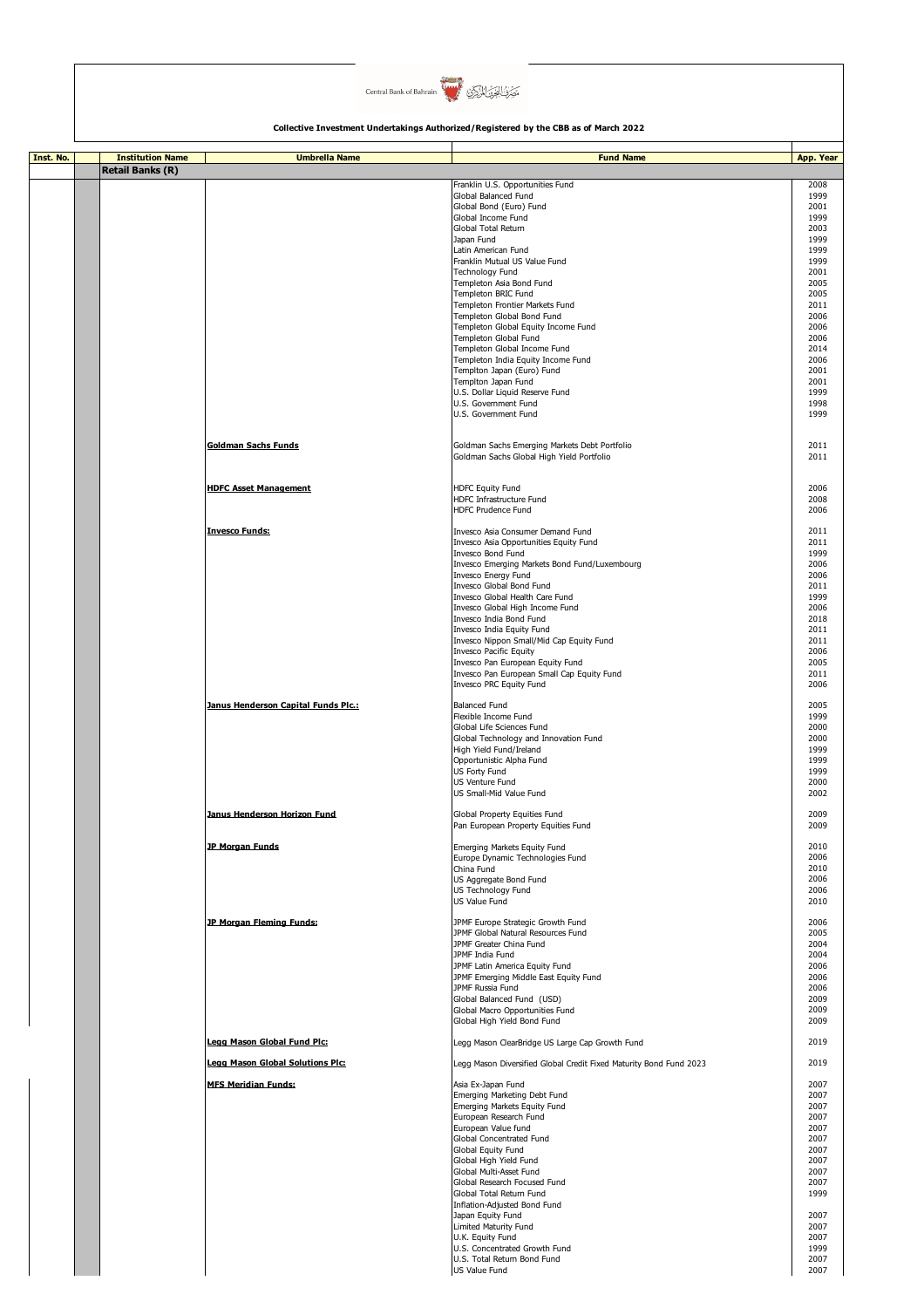**Collective Investment Undertakings Authorized/Registered by the CBB as of March 2022**

| Inst. No. | Institution Name | Umbrella Name | Fund Name | App. Year |
|---|---|---|---|---|
| | **Retail Banks (R)** | | | |
| | | | Franklin U.S. Opportunities Fund | 2008 |
| | | | Global Balanced Fund | 1999 |
| | | | Global Bond (Euro) Fund | 2001 |
| | | | Global Income Fund | 1999 |
| | | | Global Total Return | 2003 |
| | | | Japan Fund | 1999 |
| | | | Latin American Fund | 1999 |
| | | | Franklin Mutual US Value Fund | 1999 |
| | | | Technology Fund | 2001 |
| | | | Templeton Asia Bond Fund | 2005 |
| | | | Templeton BRIC Fund | 2005 |
| | | | Templeton Frontier Markets Fund | 2011 |
| | | | Templeton Global Bond Fund | 2006 |
| | | | Templeton Global Equity Income Fund | 2006 |
| | | | Templeton Global Fund | 2006 |
| | | | Templeton Global Income Fund | 2014 |
| | | | Templeton India Equity Income Fund | 2006 |
| | | | Templton Japan (Euro) Fund | 2001 |
| | | | Templton Japan Fund | 2001 |
| | | | U.S. Dollar Liquid Reserve Fund | 1999 |
| | | | U.S. Government Fund | 1998 |
| | | | U.S. Government Fund | 1999 |
| | | **Goldman Sachs Funds** | Goldman Sachs Emerging Markets Debt Portfolio | 2011 |
| | | | Goldman Sachs Global High Yield Portfolio | 2011 |
| | | **HDFC Asset Management** | HDFC Equity Fund | 2006 |
| | | | HDFC Infrastructure Fund | 2008 |
| | | | HDFC Prudence Fund | 2006 |
| | | **Invesco Funds:** | Invesco Asia Consumer Demand Fund | 2011 |
| | | | Invesco Asia Opportunities Equity Fund | 2011 |
| | | | Invesco Bond Fund | 1999 |
| | | | Invesco Emerging Markets Bond Fund/Luxembourg | 2006 |
| | | | Invesco Energy Fund | 2006 |
| | | | Invesco Global Bond Fund | 2011 |
| | | | Invesco Global Health Care Fund | 1999 |
| | | | Invesco Global High Income Fund | 2006 |
| | | | Invesco India Bond Fund | 2018 |
| | | | Invesco India Equity Fund | 2011 |
| | | | Invesco Nippon Small/Mid Cap Equity Fund | 2011 |
| | | | Invesco Pacific Equity | 2006 |
| | | | Invesco Pan European Equity Fund | 2005 |
| | | | Invesco Pan European Small Cap Equity Fund | 2011 |
| | | | Invesco PRC Equity Fund | 2006 |
| | | **Janus Henderson Capital Funds Plc.:** | Balanced Fund | 2005 |
| | | | Flexible Income Fund | 1999 |
| | | | Global Life Sciences Fund | 2000 |
| | | | Global Technology and Innovation Fund | 2000 |
| | | | High Yield Fund/Ireland | 1999 |
| | | | Opportunistic Alpha Fund | 1999 |
| | | | US Forty Fund | 1999 |
| | | | US Venture Fund | 2000 |
| | | | US Small-Mid Value Fund | 2002 |
| | | **Janus Henderson Horizon Fund** | Global Property Equities Fund | 2009 |
| | | | Pan European Property Equities Fund | 2009 |
| | | **JP Morgan Funds** | Emerging Markets Equity Fund | 2010 |
| | | | Europe Dynamic Technologies Fund | 2006 |
| | | | China Fund | 2010 |
| | | | US Aggregate Bond Fund | 2006 |
| | | | US Technology Fund | 2006 |
| | | | US Value Fund | 2010 |
| | | **JP Morgan Fleming Funds:** | JPMF Europe Strategic Growth Fund | 2006 |
| | | | JPMF Global Natural Resources Fund | 2005 |
| | | | JPMF Greater China Fund | 2004 |
| | | | JPMF India Fund | 2004 |
| | | | JPMF Latin America Equity Fund | 2006 |
| | | | JPMF Emerging Middle East Equity Fund | 2006 |
| | | | JPMF Russia Fund | 2006 |
| | | | Global Balanced Fund (USD) | 2009 |
| | | | Global Macro Opportunities Fund | 2009 |
| | | | Global High Yield Bond Fund | 2009 |
| | | **Legg Mason Global Fund Plc:** | Legg Mason ClearBridge US Large Cap Growth Fund | 2019 |
| | | **Legg Mason Global Solutions Plc:** | Legg Mason Diversified Global Credit Fixed Maturity Bond Fund 2023 | 2019 |
| | | **MFS Meridian Funds:** | Asia Ex-Japan Fund | 2007 |
| | | | Emerging Marketing Debt Fund | 2007 |
| | | | Emerging Markets Equity Fund | 2007 |
| | | | European Research Fund | 2007 |
| | | | European Value fund | 2007 |
| | | | Global Concentrated Fund | 2007 |
| | | | Global Equity Fund | 2007 |
| | | | Global High Yield Fund | 2007 |
| | | | Global Multi-Asset Fund | 2007 |
| | | | Global Research Focused Fund | 2007 |
| | | | Global Total Return Fund | 1999 |
| | | | Inflation-Adjusted Bond Fund | |
| | | | Japan Equity Fund | 2007 |
| | | | Limited Maturity Fund | 2007 |
| | | | U.K. Equity Fund | 2007 |
| | | | U.S. Concentrated Growth Fund | 1999 |
| | | | U.S. Total Return Bond Fund | 2007 |
| | | | US Value Fund | 2007 |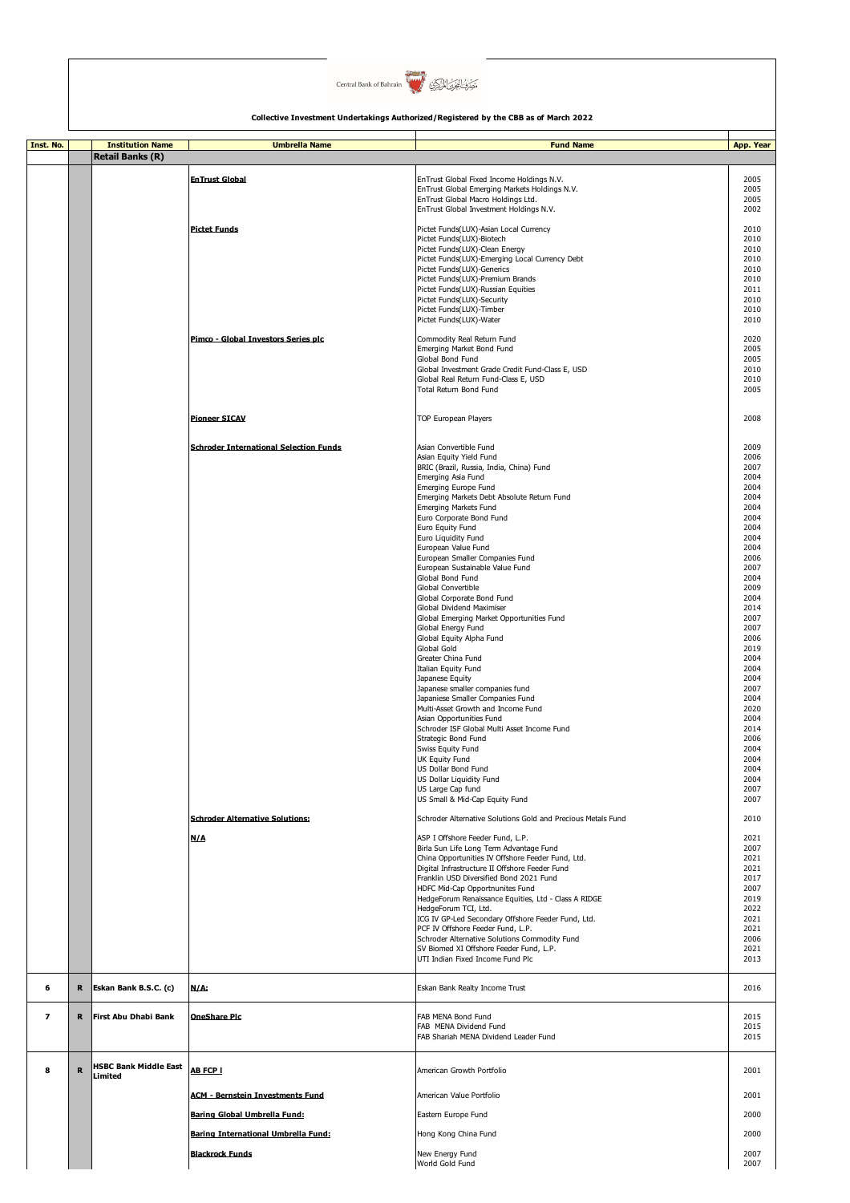Central Bank of Bahrain مصرف البحرين المركزي

**Collective Investment Undertakings Authorized/Registered by the CBB as of March 2022**

| Inst. No. | | Institution Name | Umbrella Name | Fund Name | App. Year |
|---|---|---|---|---|---|
| | | **Retail Banks (R)** | | | |
| | | | **EnTrust Global** | EnTrust Global Fixed Income Holdings N.V. | 2005 |
| | | | | EnTrust Global Emerging Markets Holdings N.V. | 2005 |
| | | | | EnTrust Global Macro Holdings Ltd. | 2005 |
| | | | | EnTrust Global Investment Holdings N.V. | 2002 |
| | | | **Pictet Funds** | Pictet Funds(LUX)-Asian Local Currency | 2010 |
| | | | | Pictet Funds(LUX)-Biotech | 2010 |
| | | | | Pictet Funds(LUX)-Clean Energy | 2010 |
| | | | | Pictet Funds(LUX)-Emerging Local Currency Debt | 2010 |
| | | | | Pictet Funds(LUX)-Generics | 2010 |
| | | | | Pictet Funds(LUX)-Premium Brands | 2010 |
| | | | | Pictet Funds(LUX)-Russian Equities | 2011 |
| | | | | Pictet Funds(LUX)-Security | 2010 |
| | | | | Pictet Funds(LUX)-Timber | 2010 |
| | | | | Pictet Funds(LUX)-Water | 2010 |
| | | | **Pimco - Global Investors Series plc** | Commodity Real Return Fund | 2020 |
| | | | | Emerging Market Bond Fund | 2005 |
| | | | | Global Bond Fund | 2005 |
| | | | | Global Investment Grade Credit Fund-Class E, USD | 2010 |
| | | | | Global Real Return Fund-Class E, USD | 2010 |
| | | | | Total Return Bond Fund | 2005 |
| | | | **Pioneer SICAV** | TOP European Players | 2008 |
| | | | **Schroder International Selection Funds** | Asian Convertible Fund | 2009 |
| | | | | Asian Equity Yield Fund | 2006 |
| | | | | BRIC (Brazil, Russia, India, China) Fund | 2007 |
| | | | | Emerging Asia Fund | 2004 |
| | | | | Emerging Europe Fund | 2004 |
| | | | | Emerging Markets Debt Absolute Return Fund | 2004 |
| | | | | Emerging Markets Fund | 2004 |
| | | | | Euro Corporate Bond Fund | 2004 |
| | | | | Euro Equity Fund | 2004 |
| | | | | Euro Liquidity Fund | 2004 |
| | | | | European Value Fund | 2004 |
| | | | | European Smaller Companies Fund | 2006 |
| | | | | European Sustainable Value Fund | 2007 |
| | | | | Global Bond Fund | 2004 |
| | | | | Global Convertible | 2009 |
| | | | | Global Corporate Bond Fund | 2004 |
| | | | | Global Dividend Maximiser | 2014 |
| | | | | Global Emerging Market Opportunities Fund | 2007 |
| | | | | Global Energy Fund | 2007 |
| | | | | Global Equity Alpha Fund | 2006 |
| | | | | Global Gold | 2019 |
| | | | | Greater China Fund | 2004 |
| | | | | Italian Equity Fund | 2004 |
| | | | | Japanese Equity | 2004 |
| | | | | Japanese smaller companies fund | 2007 |
| | | | | Japaniese Smaller Companies Fund | 2004 |
| | | | | Multi-Asset Growth and Income Fund | 2020 |
| | | | | Asian Opportunities Fund | 2004 |
| | | | | Schroder ISF Global Multi Asset Income Fund | 2014 |
| | | | | Strategic Bond Fund | 2006 |
| | | | | Swiss Equity Fund | 2004 |
| | | | | UK Equity Fund | 2004 |
| | | | | US Dollar Bond Fund | 2004 |
| | | | | US Dollar Liquidity Fund | 2004 |
| | | | | US Large Cap fund | 2007 |
| | | | | US Small & Mid-Cap Equity Fund | 2007 |
| | | | **Schroder Alternative Solutions:** | Schroder Alternative Solutions Gold and Precious Metals Fund | 2010 |
| | | | **N/A** | ASP I Offshore Feeder Fund, L.P. | 2021 |
| | | | | Birla Sun Life Long Term Advantage Fund | 2007 |
| | | | | China Opportunities IV Offshore Feeder Fund, Ltd. | 2021 |
| | | | | Digital Infrastructure II Offshore Feeder Fund | 2021 |
| | | | | Franklin USD Diversified Bond 2021 Fund | 2017 |
| | | | | HDFC Mid-Cap Opportnunites Fund | 2007 |
| | | | | HedgeForum Renaissance Equities, Ltd - Class A RIDGE | 2019 |
| | | | | HedgeForum TCI, Ltd. | 2022 |
| | | | | ICG IV GP-Led Secondary Offshore Feeder Fund, Ltd. | 2021 |
| | | | | PCF IV Offshore Feeder Fund, L.P. | 2021 |
| | | | | Schroder Alternative Solutions Commodity Fund | 2006 |
| | | | | SV Biomed XI Offshore Feeder Fund, L.P. | 2021 |
| | | | | UTI Indian Fixed Income Fund Plc | 2013 |
| **6** | **R** | **Eskan Bank B.S.C. (c)** | **N/A:** | Eskan Bank Realty Income Trust | 2016 |
| **7** | **R** | **First Abu Dhabi Bank** | **OneShare Plc** | FAB MENA Bond Fund | 2015 |
| | | | | FAB MENA Dividend Fund | 2015 |
| | | | | FAB Shariah MENA Dividend Leader Fund | 2015 |
| **8** | **R** | **HSBC Bank Middle East Limited** | **AB FCP I** | American Growth Portfolio | 2001 |
| | | | **ACM - Bernstein Investments Fund** | American Value Portfolio | 2001 |
| | | | **Baring Global Umbrella Fund:** | Eastern Europe Fund | 2000 |
| | | | **Baring International Umbrella Fund:** | Hong Kong China Fund | 2000 |
| | | | **Blackrock Funds** | New Energy Fund | 2007 |
| | | | | World Gold Fund | 2007 |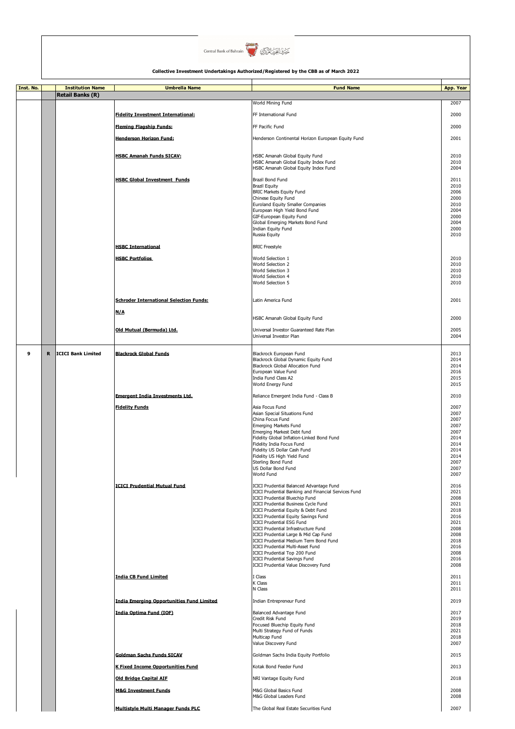Central Bank of Bahrain

**Collective Investment Undertakings Authorized/Registered by the CBB as of March 2022**

| Inst. No. | | Institution Name | Umbrella Name | Fund Name | App. Year |
|---|---|---|---|---|---|
| | | **Retail Banks (R)** | | | |
| | | | | World Mining Fund | 2007 |
| | | | **Fidelity Investment International:** | FF International Fund | 2000 |
| | | | **Fleming Flagship Funds:** | FF Pacific Fund | 2000 |
| | | | **Henderson Horizon Fund:** | Henderson Continental Horizon European Equity Fund | 2001 |
| | | | **HSBC Amanah Funds SICAV:** | HSBC Amanah Global Equity Fund | 2010 |
| | | | | HSBC Amanah Global Equity Index Fund | 2010 |
| | | | | HSBC Amanah Global Equity Index Fund | 2004 |
| | | | **HSBC Global Investment Funds** | Brazil Bond Fund | 2011 |
| | | | | Brazil Equity | 2010 |
| | | | | BRIC Markets Equity Fund | 2006 |
| | | | | Chinese Equity Fund | 2000 |
| | | | | Euroland Equity Smaller Companies | 2010 |
| | | | | European High Yield Bond Fund | 2004 |
| | | | | GIF-European Equity Fund | 2000 |
| | | | | Global Emerging Markets Bond Fund | 2004 |
| | | | | Indian Equity Fund | 2000 |
| | | | | Russia Equity | 2010 |
| | | | **HSBC International** | BRIC Freestyle | |
| | | | **HSBC Portfolios** | World Selection 1 | 2010 |
| | | | | World Selection 2 | 2010 |
| | | | | World Selection 3 | 2010 |
| | | | | World Selection 4 | 2010 |
| | | | | World Selection 5 | 2010 |
| | | | **Schroder International Selection Funds:** | Latin America Fund | 2001 |
| | | | **N/A** | HSBC Amanah Global Equity Fund | 2000 |
| | | | **Old Mutual (Bermuda) Ltd.** | Universal Investor Guaranteed Rate Plan | 2005 |
| | | | | Universal Investor Plan | 2004 |
| 9 | R | **ICICI Bank Limited** | **Blackrock Global Funds** | Blackrock European Fund | 2013 |
| | | | | Blackrock Global Dynamic Equity Fund | 2014 |
| | | | | Blackrock Global Allocation Fund | 2014 |
| | | | | European Value Fund | 2016 |
| | | | | India Fund Class A2 | 2015 |
| | | | | World Energy Fund | 2015 |
| | | | **Emergent India Investments Ltd.** | Reliance Emergent India Fund - Class B | 2010 |
| | | | **Fidelity Funds** | Asia Focus Fund | 2007 |
| | | | | Asian Special Situations Fund | 2007 |
| | | | | China Focus Fund | 2007 |
| | | | | Emerging Markets Fund | 2007 |
| | | | | Emerging Markest Debt fund | 2007 |
| | | | | Fidelity Global Inflation-Linked Bond Fund | 2014 |
| | | | | Fidelity India Focus Fund | 2014 |
| | | | | Fidelity US Dollar Cash Fund | 2014 |
| | | | | Fidelity US High Yield Fund | 2014 |
| | | | | Sterling Bond Fund | 2007 |
| | | | | US Dollar Bond Fund | 2007 |
| | | | | World Fund | 2007 |
| | | | **ICICI Prudential Mutual Fund** | ICICI Prudential Balanced Advantage Fund | 2016 |
| | | | | ICICI Prudential Banking and Financial Services Fund | 2021 |
| | | | | ICICI Prudential Bluechip Fund | 2008 |
| | | | | ICICI Prudential Business Cycle Fund | 2021 |
| | | | | ICICI Prudential Equity & Debt Fund | 2018 |
| | | | | ICICI Prudential Equity Savings Fund | 2016 |
| | | | | ICICI Prudential ESG Fund | 2021 |
| | | | | ICICI Prudential Infrastructure Fund | 2008 |
| | | | | ICICI Prudential Large & Mid Cap Fund | 2008 |
| | | | | ICICI Prudential Medium Term Bond Fund | 2018 |
| | | | | ICICI Prudential Multi-Asset Fund | 2016 |
| | | | | ICICI Prudential Top 200 Fund | 2008 |
| | | | | ICICI Prudential Savings Fund | 2016 |
| | | | | ICICI Prudential Value Discovery Fund | 2008 |
| | | | **India CB Fund Limited** | I Class | 2011 |
| | | | | K Class | 2011 |
| | | | | N Class | 2011 |
| | | | **India Emerging Opportunities Fund Limited** | Indian Entrepreneur Fund | 2019 |
| | | | **India Optima Fund (IOF)** | Balanced Advantage Fund | 2017 |
| | | | | Credit Risk Fund | 2019 |
| | | | | Focused Bluechip Equity Fund | 2018 |
| | | | | Multi Strategy Fund of Funds | 2021 |
| | | | | Multicap Fund | 2018 |
| | | | | Value Discovery Fund | 2007 |
| | | | **Goldman Sachs Funds SICAV** | Goldman Sachs India Equity Portfolio | 2015 |
| | | | **K Fixed Income Opportunities Fund** | Kotak Bond Feeder Fund | 2013 |
| | | | **Old Bridge Capital AIF** | NRI Vantage Equity Fund | 2018 |
| | | | **M&G Investment Funds** | M&G Global Basics Fund | 2008 |
| | | | | M&G Global Leaders Fund | 2008 |
| | | | **Multistyle Multi Manager Funds PLC** | The Global Real Estate Securities Fund | 2007 |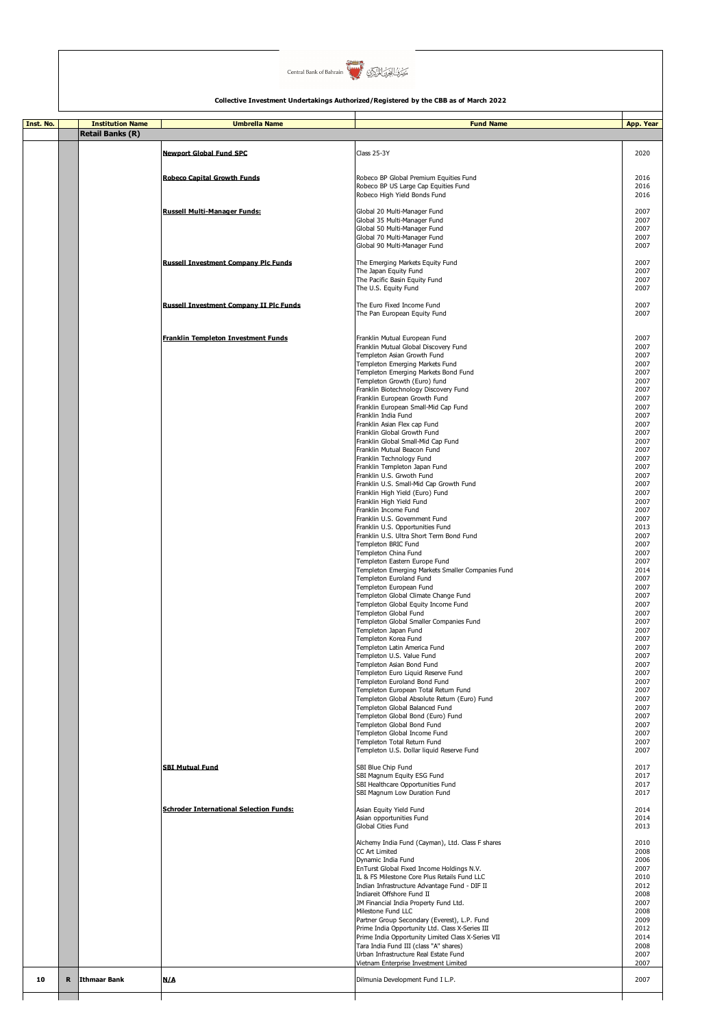**Collective Investment Undertakings Authorized/Registered by the CBB as of March 2022**

| Inst. No. | | Institution Name | Umbrella Name | Fund Name | App. Year |
|---|---|---|---|---|---|
| | | **Retail Banks (R)** | | | |
| | | | **Newport Global Fund SPC** | Class 25-3Y | 2020 |
| | | | **Robeco Capital Growth Funds** | Robeco BP Global Premium Equities Fund | 2016 |
| | | | | Robeco BP US Large Cap Equities Fund | 2016 |
| | | | | Robeco High Yield Bonds Fund | 2016 |
| | | | **Russell Multi-Manager Funds:** | Global 20 Multi-Manager Fund | 2007 |
| | | | | Global 35 Multi-Manager Fund | 2007 |
| | | | | Global 50 Multi-Manager Fund | 2007 |
| | | | | Global 70 Multi-Manager Fund | 2007 |
| | | | | Global 90 Multi-Manager Fund | 2007 |
| | | | **Russell Investment Company Plc Funds** | The Emerging Markets Equity Fund | 2007 |
| | | | | The Japan Equity Fund | 2007 |
| | | | | The Pacific Basin Equity Fund | 2007 |
| | | | | The U.S. Equity Fund | 2007 |
| | | | **Russell Investment Company II Plc Funds** | The Euro Fixed Income Fund | 2007 |
| | | | | The Pan European Equity Fund | 2007 |
| | | | **Franklin Templeton Investment Funds** | Franklin Mutual European Fund | 2007 |
| | | | | Franklin Mutual Global Discovery Fund | 2007 |
| | | | | Templeton Asian Growth Fund | 2007 |
| | | | | Templeton Emerging Markets Fund | 2007 |
| | | | | Templeton Emerging Markets Bond Fund | 2007 |
| | | | | Templeton Growth (Euro) fund | 2007 |
| | | | | Franklin Biotechnology Discovery Fund | 2007 |
| | | | | Franklin European Growth Fund | 2007 |
| | | | | Franklin European Small-Mid Cap Fund | 2007 |
| | | | | Franklin India Fund | 2007 |
| | | | | Franklin Asian Flex cap Fund | 2007 |
| | | | | Franklin Global Growth Fund | 2007 |
| | | | | Franklin Global Small-Mid Cap Fund | 2007 |
| | | | | Franklin Mutual Beacon Fund | 2007 |
| | | | | Franklin Technology Fund | 2007 |
| | | | | Franklin Templeton Japan Fund | 2007 |
| | | | | Franklin U.S. Grwoth Fund | 2007 |
| | | | | Franklin U.S. Small-Mid Cap Growth Fund | 2007 |
| | | | | Franklin High Yield (Euro) Fund | 2007 |
| | | | | Franklin High Yield Fund | 2007 |
| | | | | Franklin Income Fund | 2007 |
| | | | | Franklin U.S. Government Fund | 2007 |
| | | | | Franklin U.S. Opportunities Fund | 2013 |
| | | | | Franklin U.S. Ultra Short Term Bond Fund | 2007 |
| | | | | Templeton BRIC Fund | 2007 |
| | | | | Templeton China Fund | 2007 |
| | | | | Templeton Eastern Europe Fund | 2007 |
| | | | | Templeton Emerging Markets Smaller Companies Fund | 2014 |
| | | | | Templeton Euroland Fund | 2007 |
| | | | | Templeton European Fund | 2007 |
| | | | | Templeton Global Climate Change Fund | 2007 |
| | | | | Templeton Global Equity Income Fund | 2007 |
| | | | | Templeton Global Fund | 2007 |
| | | | | Templeton Global Smaller Companies Fund | 2007 |
| | | | | Templeton Japan Fund | 2007 |
| | | | | Templeton Korea Fund | 2007 |
| | | | | Templeton Latin America Fund | 2007 |
| | | | | Templeton U.S. Value Fund | 2007 |
| | | | | Templeton Asian Bond Fund | 2007 |
| | | | | Templeton Euro Liquid Reserve Fund | 2007 |
| | | | | Templeton Euroland Bond Fund | 2007 |
| | | | | Templeton European Total Return Fund | 2007 |
| | | | | Templeton Global Absolute Return (Euro) Fund | 2007 |
| | | | | Templeton Global Balanced Fund | 2007 |
| | | | | Templeton Global Bond (Euro) Fund | 2007 |
| | | | | Templeton Global Bond Fund | 2007 |
| | | | | Templeton Global Income Fund | 2007 |
| | | | | Templeton Total Return Fund | 2007 |
| | | | | Templeton U.S. Dollar liquid Reserve Fund | 2007 |
| | | | **SBI Mutual Fund** | SBI Blue Chip Fund | 2017 |
| | | | | SBI Magnum Equity ESG Fund | 2017 |
| | | | | SBI Healthcare Opportunities Fund | 2017 |
| | | | | SBI Magnum Low Duration Fund | 2017 |
| | | | **Schroder International Selection Funds:** | Asian Equity Yield Fund | 2014 |
| | | | | Asian opportunities Fund | 2014 |
| | | | | Global Cities Fund | 2013 |
| | | | | Alchemy India Fund (Cayman), Ltd. Class F shares | 2010 |
| | | | | CC Art Limited | 2008 |
| | | | | Dynamic India Fund | 2006 |
| | | | | EnTurst Global Fixed Income Holdings N.V. | 2007 |
| | | | | IL & FS Milestone Core Plus Retails Fund LLC | 2010 |
| | | | | Indian Infrastructure Advantage Fund - DIF II | 2012 |
| | | | | Indiareit Offshore Fund II | 2008 |
| | | | | JM Financial India Property Fund Ltd. | 2007 |
| | | | | Milestone Fund LLC | 2008 |
| | | | | Partner Group Secondary (Everest), L.P. Fund | 2009 |
| | | | | Prime India Opportunity Ltd. Class X-Series III | 2012 |
| | | | | Prime India Opportunity Limited Class X-Series VII | 2014 |
| | | | | Tara India Fund III (class "A" shares) | 2008 |
| | | | | Urban Infrastructure Real Estate Fund | 2007 |
| | | | | Vietnam Enterprise Investment Limited | 2007 |
| **10** | **R** | **Ithmaar Bank** | **N/A** | Dilmunia Development Fund I L.P. | 2007 |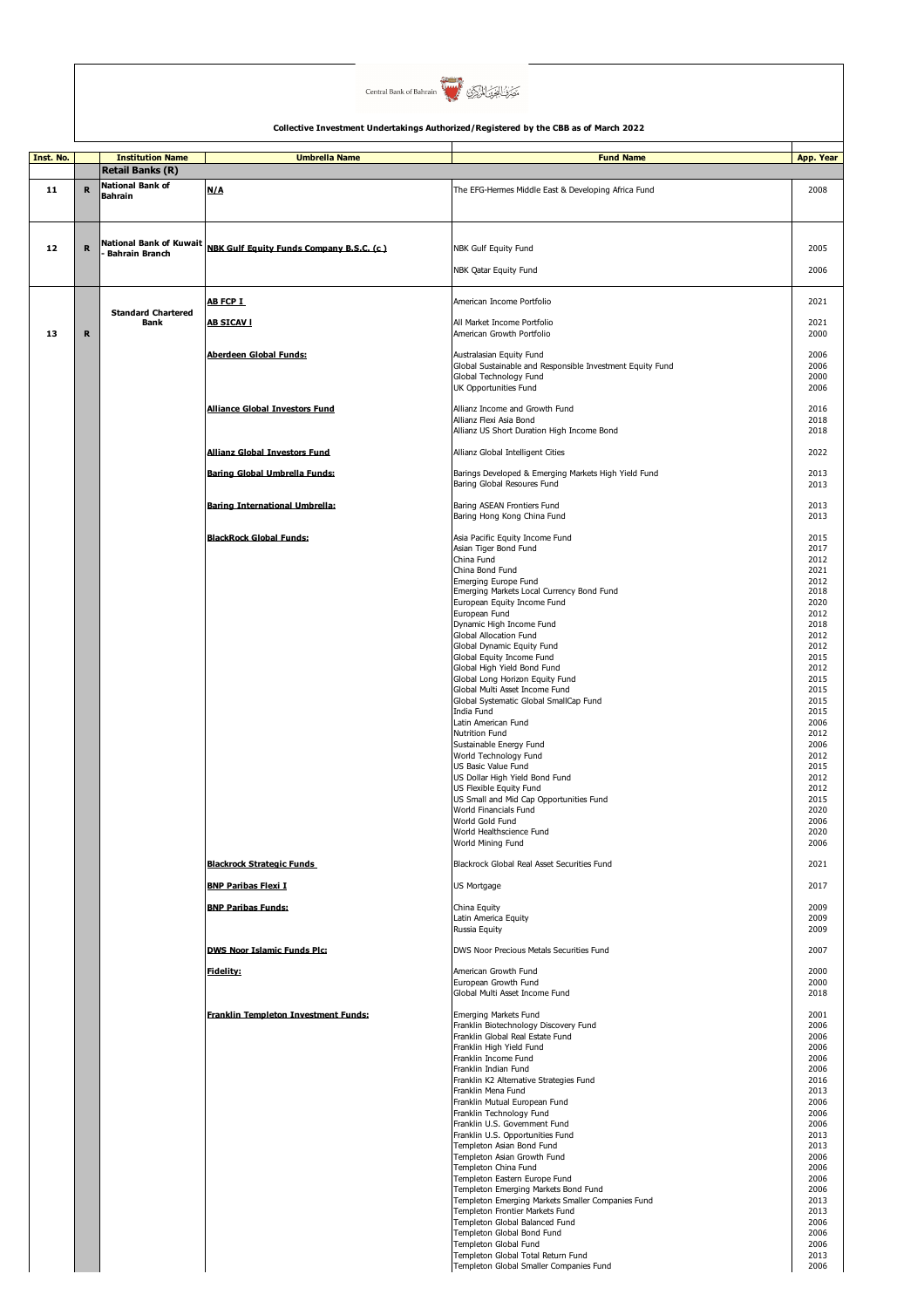Central Bank of Bahrain مصرف البحرين المركزي

**Collective Investment Undertakings Authorized/Registered by the CBB as of March 2022**

| Inst. No. | | Institution Name | Umbrella Name | Fund Name | App. Year |
|---|---|---|---|---|---|
| | | **Retail Banks (R)** | | | |
| 11 | R | National Bank of Bahrain | N/A | The EFG-Hermes Middle East & Developing Africa Fund | 2008 |
| 12 | R | National Bank of Kuwait - Bahrain Branch | NBK Gulf Equity Funds Company B.S.C. (c) | NBK Gulf Equity Fund | 2005 |
| | | | | NBK Qatar Equity Fund | 2006 |
| 13 | R | Standard Chartered Bank | AB FCP I | American Income Portfolio | 2021 |
| | | | AB SICAV I | All Market Income Portfolio | 2021 |
| | | | | American Growth Portfolio | 2000 |
| | | | Aberdeen Global Funds: | Australasian Equity Fund | 2006 |
| | | | | Global Sustainable and Responsible Investment Equity Fund | 2006 |
| | | | | Global Technology Fund | 2000 |
| | | | | UK Opportunities Fund | 2006 |
| | | | Alliance Global Investors Fund | Allianz Income and Growth Fund | 2016 |
| | | | | Allianz Flexi Asia Bond | 2018 |
| | | | | Allianz US Short Duration High Income Bond | 2018 |
| | | | Allianz Global Investors Fund | Allianz Global Intelligent Cities | 2022 |
| | | | Baring Global Umbrella Funds: | Barings Developed & Emerging Markets High Yield Fund | 2013 |
| | | | | Baring Global Resoures Fund | 2013 |
| | | | Baring International Umbrella: | Baring ASEAN Frontiers Fund | 2013 |
| | | | | Baring Hong Kong China Fund | 2013 |
| | | | BlackRock Global Funds: | Asia Pacific Equity Income Fund | 2015 |
| | | | | Asian Tiger Bond Fund | 2017 |
| | | | | China Fund | 2012 |
| | | | | China Bond Fund | 2021 |
| | | | | Emerging Europe Fund | 2012 |
| | | | | Emerging Markets Local Currency Bond Fund | 2018 |
| | | | | European Equity Income Fund | 2020 |
| | | | | European Fund | 2012 |
| | | | | Dynamic High Income Fund | 2018 |
| | | | | Global Allocation Fund | 2012 |
| | | | | Global Dynamic Equity Fund | 2012 |
| | | | | Global Equity Income Fund | 2015 |
| | | | | Global High Yield Bond Fund | 2012 |
| | | | | Global Long Horizon Equity Fund | 2015 |
| | | | | Global Multi Asset Income Fund | 2015 |
| | | | | Global Systematic Global SmallCap Fund | 2015 |
| | | | | India Fund | 2015 |
| | | | | Latin American Fund | 2006 |
| | | | | Nutrition Fund | 2012 |
| | | | | Sustainable Energy Fund | 2006 |
| | | | | World Technology Fund | 2012 |
| | | | | US Basic Value Fund | 2015 |
| | | | | US Dollar High Yield Bond Fund | 2012 |
| | | | | US Flexible Equity Fund | 2012 |
| | | | | US Small and Mid Cap Opportunities Fund | 2015 |
| | | | | World Financials Fund | 2020 |
| | | | | World Gold Fund | 2006 |
| | | | | World Healthscience Fund | 2020 |
| | | | | World Mining Fund | 2006 |
| | | | Blackrock Strategic Funds | Blackrock Global Real Asset Securities Fund | 2021 |
| | | | BNP Paribas Flexi I | US Mortgage | 2017 |
| | | | BNP Paribas Funds: | China Equity | 2009 |
| | | | | Latin America Equity | 2009 |
| | | | | Russia Equity | 2009 |
| | | | DWS Noor Islamic Funds Plc: | DWS Noor Precious Metals Securities Fund | 2007 |
| | | | Fidelity: | American Growth Fund | 2000 |
| | | | | European Growth Fund | 2000 |
| | | | | Global Multi Asset Income Fund | 2018 |
| | | | Franklin Templeton Investment Funds: | Emerging Markets Fund | 2001 |
| | | | | Franklin Biotechnology Discovery Fund | 2006 |
| | | | | Franklin Global Real Estate Fund | 2006 |
| | | | | Franklin High Yield Fund | 2006 |
| | | | | Franklin Income Fund | 2006 |
| | | | | Franklin Indian Fund | 2006 |
| | | | | Franklin K2 Alternative Strategies Fund | 2016 |
| | | | | Franklin Mena Fund | 2013 |
| | | | | Franklin Mutual European Fund | 2006 |
| | | | | Franklin Technology Fund | 2006 |
| | | | | Franklin U.S. Government Fund | 2006 |
| | | | | Franklin U.S. Opportunities Fund | 2013 |
| | | | | Templeton Asian Bond Fund | 2013 |
| | | | | Templeton Asian Growth Fund | 2006 |
| | | | | Templeton China Fund | 2006 |
| | | | | Templeton Eastern Europe Fund | 2006 |
| | | | | Templeton Emerging Markets Bond Fund | 2006 |
| | | | | Templeton Emerging Markets Smaller Companies Fund | 2013 |
| | | | | Templeton Frontier Markets Fund | 2013 |
| | | | | Templeton Global Balanced Fund | 2006 |
| | | | | Templeton Global Bond Fund | 2006 |
| | | | | Templeton Global Fund | 2006 |
| | | | | Templeton Global Total Return Fund | 2013 |
| | | | | Templeton Global Smaller Companies Fund | 2006 |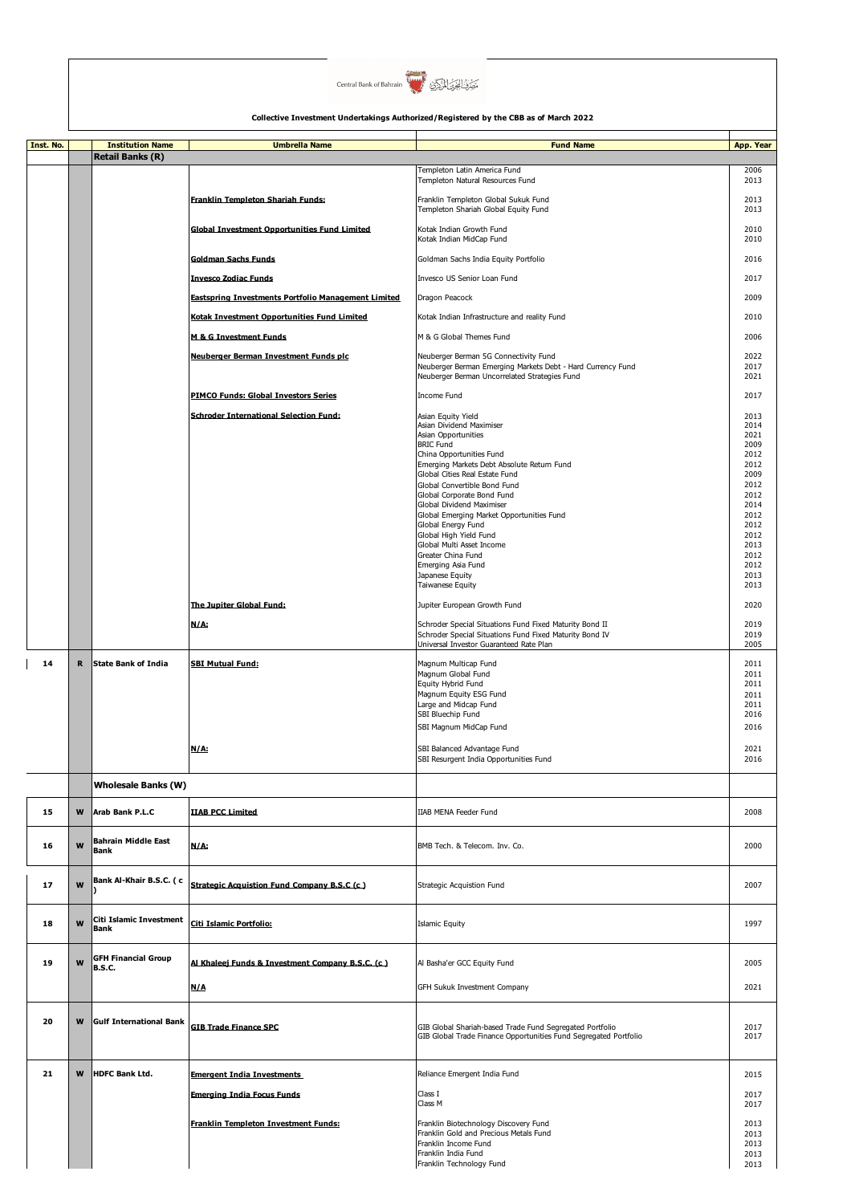**Collective Investment Undertakings Authorized/Registered by the CBB as of March 2022**

| Inst. No. | | Institution Name | Umbrella Name | Fund Name | App. Year |
|---|---|---|---|---|---|
| | | **Retail Banks (R)** | | | |
| | | | | Templeton Latin America Fund | 2006 |
| | | | | Templeton Natural Resources Fund | 2013 |
| | | | **Franklin Templeton Shariah Funds:** | Franklin Templeton Global Sukuk Fund | 2013 |
| | | | | Templeton Shariah Global Equity Fund | 2013 |
| | | | **Global Investment Opportunities Fund Limited** | Kotak Indian Growth Fund | 2010 |
| | | | | Kotak Indian MidCap Fund | 2010 |
| | | | **Goldman Sachs Funds** | Goldman Sachs India Equity Portfolio | 2016 |
| | | | **Invesco Zodiac Funds** | Invesco US Senior Loan Fund | 2017 |
| | | | **Eastspring Investments Portfolio Management Limited** | Dragon Peacock | 2009 |
| | | | **Kotak Investment Opportunities Fund Limited** | Kotak Indian Infrastructure and reality Fund | 2010 |
| | | | **M & G Investment Funds** | M & G Global Themes Fund | 2006 |
| | | | **Neuberger Berman Investment Funds plc** | Neuberger Berman 5G Connectivity Fund | 2022 |
| | | | | Neuberger Berman Emerging Markets Debt - Hard Currency Fund | 2017 |
| | | | | Neuberger Berman Uncorrelated Strategies Fund | 2021 |
| | | | **PIMCO Funds: Global Investors Series** | Income Fund | 2017 |
| | | | **Schroder International Selection Fund:** | Asian Equity Yield | 2013 |
| | | | | Asian Dividend Maximiser | 2014 |
| | | | | Asian Opportunities | 2021 |
| | | | | BRIC Fund | 2009 |
| | | | | China Opportunities Fund | 2012 |
| | | | | Emerging Markets Debt Absolute Return Fund | 2012 |
| | | | | Global Cities Real Estate Fund | 2009 |
| | | | | Global Convertible Bond Fund | 2012 |
| | | | | Global Corporate Bond Fund | 2012 |
| | | | | Global Dividend Maximiser | 2014 |
| | | | | Global Emerging Market Opportunities Fund | 2012 |
| | | | | Global Energy Fund | 2012 |
| | | | | Global High Yield Fund | 2012 |
| | | | | Global Multi Asset Income | 2013 |
| | | | | Greater China Fund | 2012 |
| | | | | Emerging Asia Fund | 2012 |
| | | | | Japanese Equity | 2013 |
| | | | | Taiwanese Equity | 2013 |
| | | | **The Jupiter Global Fund:** | Jupiter European Growth Fund | 2020 |
| | | | **N/A:** | Schroder Special Situations Fund Fixed Maturity Bond II | 2019 |
| | | | | Schroder Special Situations Fund Fixed Maturity Bond IV | 2019 |
| | | | | Universal Investor Guaranteed Rate Plan | 2005 |
| 14 | R | State Bank of India | **SBI Mutual Fund:** | Magnum Multicap Fund | 2011 |
| | | | | Magnum Global Fund | 2011 |
| | | | | Equity Hybrid Fund | 2011 |
| | | | | Magnum Equity ESG Fund | 2011 |
| | | | | Large and Midcap Fund | 2011 |
| | | | | SBI Bluechip Fund | 2016 |
| | | | | SBI Magnum MidCap Fund | 2016 |
| | | | **N/A:** | SBI Balanced Advantage Fund | 2021 |
| | | | | SBI Resurgent India Opportunities Fund | 2016 |
| | | **Wholesale Banks (W)** | | | |
| 15 | W | Arab Bank P.L.C | **IIAB PCC Limited** | IIAB MENA Feeder Fund | 2008 |
| 16 | W | Bahrain Middle East Bank | **N/A:** | BMB Tech. & Telecom. Inv. Co. | 2000 |
| 17 | W | Bank Al-Khair B.S.C. ( c ) | **Strategic Acquistion Fund Company B.S.C (c )** | Strategic Acquistion Fund | 2007 |
| 18 | W | Citi Islamic Investment Bank | **Citi Islamic Portfolio:** | Islamic Equity | 1997 |
| 19 | W | GFH Financial Group B.S.C. | **Al Khaleej Funds & Investment Company B.S.C. (c )** | Al Basha'er GCC Equity Fund | 2005 |
| | | | **N/A** | GFH Sukuk Investment Company | 2021 |
| 20 | W | Gulf International Bank | **GIB Trade Finance SPC** | GIB Global Shariah-based Trade Fund Segregated Portfolio | 2017 |
| | | | | GIB Global Trade Finance Opportunities Fund Segregated Portfolio | 2017 |
| 21 | W | HDFC Bank Ltd. | **Emergent India Investments** | Reliance Emergent India Fund | 2015 |
| | | | **Emerging India Focus Funds** | Class I | 2017 |
| | | | | Class M | 2017 |
| | | | **Franklin Templeton Investment Funds:** | Franklin Biotechnology Discovery Fund | 2013 |
| | | | | Franklin Gold and Precious Metals Fund | 2013 |
| | | | | Franklin Income Fund | 2013 |
| | | | | Franklin India Fund | 2013 |
| | | | | Franklin Technology Fund | 2013 |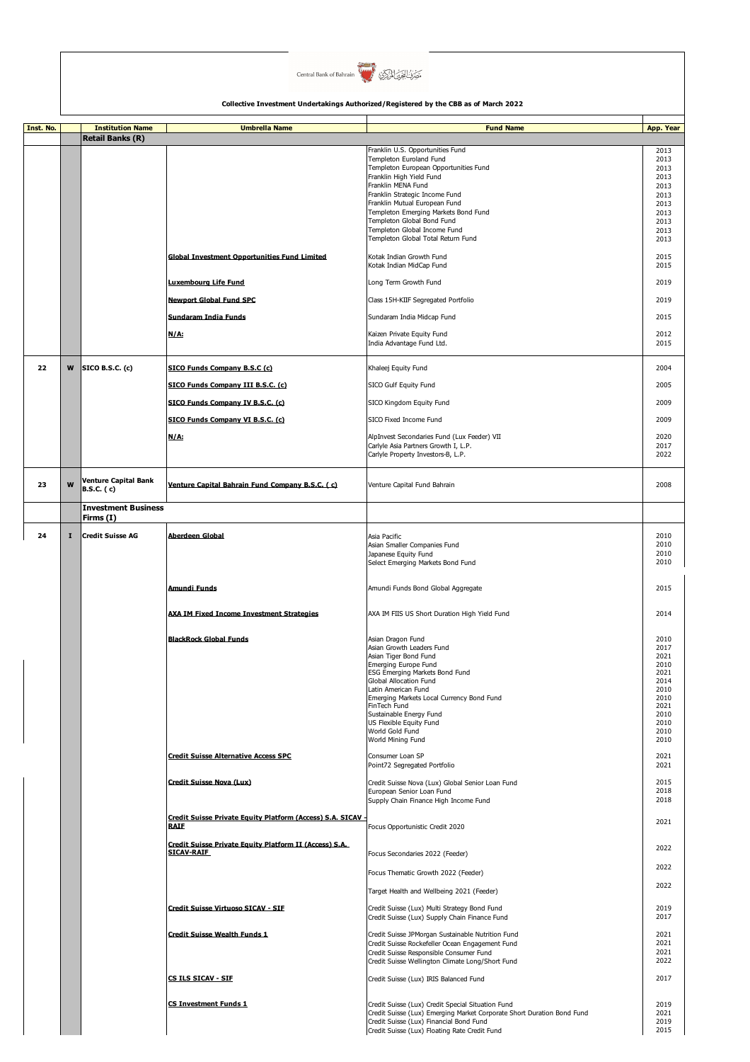Central Bank of Bahrain

**Collective Investment Undertakings Authorized/Registered by the CBB as of March 2022**

| Inst. No. | | Institution Name | Umbrella Name | Fund Name | App. Year |
|---|---|---|---|---|---|
| | | **Retail Banks (R)** | | | |
| | | | | Franklin U.S. Opportunities Fund | 2013 |
| | | | | Templeton Euroland Fund | 2013 |
| | | | | Templeton European Opportunities Fund | 2013 |
| | | | | Franklin High Yield Fund | 2013 |
| | | | | Franklin MENA Fund | 2013 |
| | | | | Franklin Strategic Income Fund | 2013 |
| | | | | Franklin Mutual European Fund | 2013 |
| | | | | Templeton Emerging Markets Bond Fund | 2013 |
| | | | | Templeton Global Bond Fund | 2013 |
| | | | | Templeton Global Income Fund | 2013 |
| | | | | Templeton Global Total Return Fund | 2013 |
| | | | **Global Investment Opportunities Fund Limited** | Kotak Indian Growth Fund | 2015 |
| | | | | Kotak Indian MidCap Fund | 2015 |
| | | | **Luxembourg Life Fund** | Long Term Growth Fund | 2019 |
| | | | **Newport Global Fund SPC** | Class 15H-KIIF Segregated Portfolio | 2019 |
| | | | **Sundaram India Funds** | Sundaram India Midcap Fund | 2015 |
| | | | **N/A:** | Kaizen Private Equity Fund | 2012 |
| | | | | India Advantage Fund Ltd. | 2015 |
| 22 | W | SICO B.S.C. (c) | **SICO Funds Company B.S.C (c)** | Khaleej Equity Fund | 2004 |
| | | | **SICO Funds Company III B.S.C. (c)** | SICO Gulf Equity Fund | 2005 |
| | | | **SICO Funds Company IV B.S.C. (c)** | SICO Kingdom Equity Fund | 2009 |
| | | | **SICO Funds Company VI B.S.C. (c)** | SICO Fixed Income Fund | 2009 |
| | | | **N/A:** | AlpInvest Secondaries Fund (Lux Feeder) VII | 2020 |
| | | | | Carlyle Asia Partners Growth I, L.P. | 2017 |
| | | | | Carlyle Property Investors-B, L.P. | 2022 |
| 23 | W | Venture Capital Bank B.S.C. ( c) | **Venture Capital Bahrain Fund Company B.S.C. ( c)** | Venture Capital Fund Bahrain | 2008 |
| | | **Investment Business Firms (I)** | | | |
| 24 | I | Credit Suisse AG | **Aberdeen Global** | Asia Pacific | 2010 |
| | | | | Asian Smaller Companies Fund | 2010 |
| | | | | Japanese Equity Fund | 2010 |
| | | | | Select Emerging Markets Bond Fund | 2010 |
| | | | **Amundi Funds** | Amundi Funds Bond Global Aggregate | 2015 |
| | | | **AXA IM Fixed Income Investment Strategies** | AXA IM FIIS US Short Duration High Yield Fund | 2014 |
| | | | **BlackRock Global Funds** | Asian Dragon Fund | 2010 |
| | | | | Asian Growth Leaders Fund | 2017 |
| | | | | Asian Tiger Bond Fund | 2021 |
| | | | | Emerging Europe Fund | 2010 |
| | | | | ESG Emerging Markets Bond Fund | 2021 |
| | | | | Global Allocation Fund | 2014 |
| | | | | Latin American Fund | 2010 |
| | | | | Emerging Markets Local Currency Bond Fund | 2010 |
| | | | | FinTech Fund | 2021 |
| | | | | Sustainable Energy Fund | 2010 |
| | | | | US Flexible Equity Fund | 2010 |
| | | | | World Gold Fund | 2010 |
| | | | | World Mining Fund | 2010 |
| | | | **Credit Suisse Alternative Access SPC** | Consumer Loan SP | 2021 |
| | | | | Point72 Segregated Portfolio | 2021 |
| | | | **Credit Suisse Nova (Lux)** | Credit Suisse Nova (Lux) Global Senior Loan Fund | 2015 |
| | | | | European Senior Loan Fund | 2018 |
| | | | | Supply Chain Finance High Income Fund | 2018 |
| | | | **Credit Suisse Private Equity Platform (Access) S.A. SICAV - RAIF** | Focus Opportunistic Credit 2020 | 2021 |
| | | | **Credit Suisse Private Equity Platform II (Access) S.A. SICAV-RAIF** | Focus Secondaries 2022 (Feeder) | 2022 |
| | | | | Focus Thematic Growth 2022 (Feeder) | 2022 |
| | | | | Target Health and Wellbeing 2021 (Feeder) | 2022 |
| | | | **Credit Suisse Virtuoso SICAV - SIF** | Credit Suisse (Lux) Multi Strategy Bond Fund | 2019 |
| | | | | Credit Suisse (Lux) Supply Chain Finance Fund | 2017 |
| | | | **Credit Suisse Wealth Funds 1** | Credit Suisse JPMorgan Sustainable Nutrition Fund | 2021 |
| | | | | Credit Suisse Rockefeller Ocean Engagement Fund | 2021 |
| | | | | Credit Suisse Responsible Consumer Fund | 2021 |
| | | | | Credit Suisse Wellington Climate Long/Short Fund | 2022 |
| | | | **CS ILS SICAV - SIF** | Credit Suisse (Lux) IRIS Balanced Fund | 2017 |
| | | | **CS Investment Funds 1** | Credit Suisse (Lux) Credit Special Situation Fund | 2019 |
| | | | | Credit Suisse (Lux) Emerging Market Corporate Short Duration Bond Fund | 2021 |
| | | | | Credit Suisse (Lux) Financial Bond Fund | 2019 |
| | | | | Credit Suisse (Lux) Floating Rate Credit Fund | 2015 |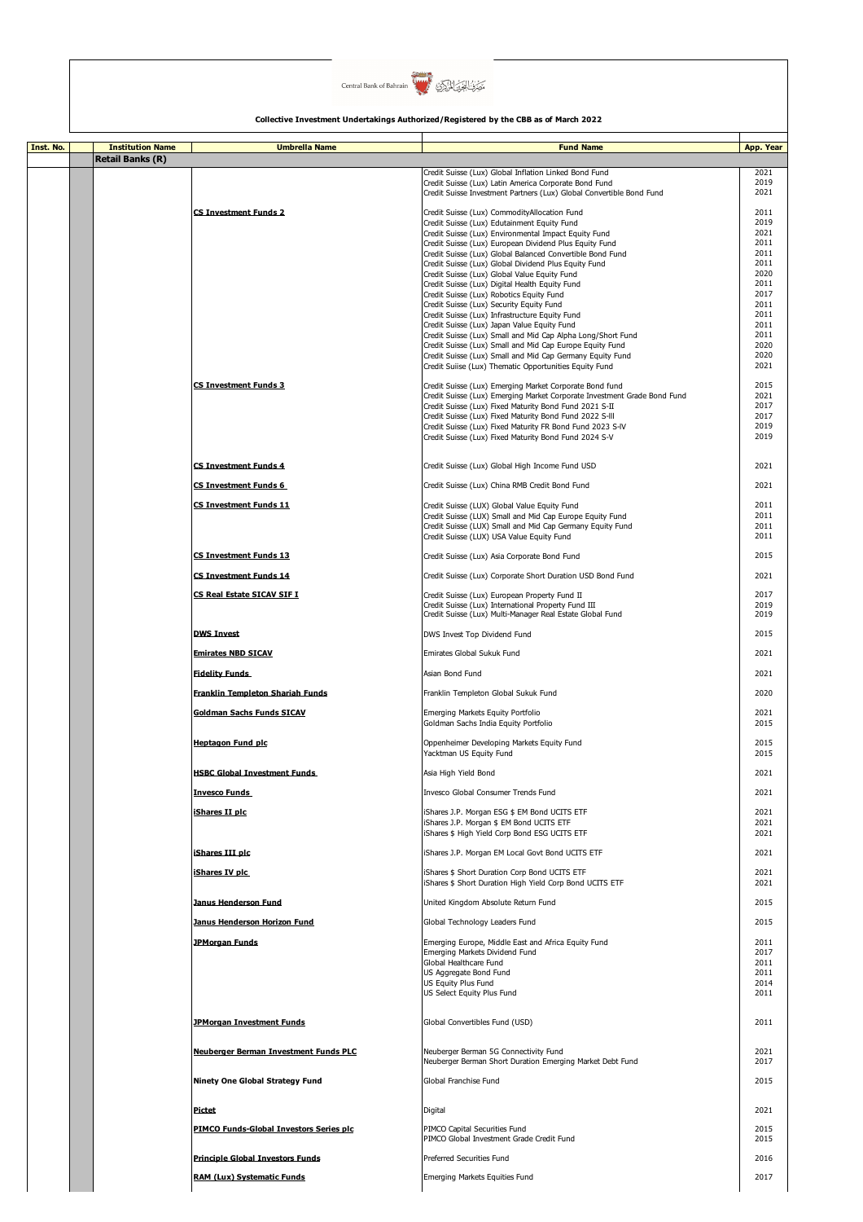Central Bank of Bahrain مصرف البحرين المركزي

**Collective Investment Undertakings Authorized/Registered by the CBB as of March 2022**

| Inst. No. | Institution Name | Umbrella Name | Fund Name | App. Year |
|---|---|---|---|---|
| | **Retail Banks (R)** | | | |
| | | | Credit Suisse (Lux) Global Inflation Linked Bond Fund | 2021 |
| | | | Credit Suisse (Lux) Latin America Corporate Bond Fund | 2019 |
| | | | Credit Suisse Investment Partners (Lux) Global Convertible Bond Fund | 2021 |
| | | **CS Investment Funds 2** | Credit Suisse (Lux) CommodityAllocation Fund | 2011 |
| | | | Credit Suisse (Lux) Edutainment Equity Fund | 2019 |
| | | | Credit Suisse (Lux) Environmental Impact Equity Fund | 2021 |
| | | | Credit Suisse (Lux) European Dividend Plus Equity Fund | 2011 |
| | | | Credit Suisse (Lux) Global Balanced Convertible Bond Fund | 2011 |
| | | | Credit Suisse (Lux) Global Dividend Plus Equity Fund | 2011 |
| | | | Credit Suisse (Lux) Global Value Equity Fund | 2020 |
| | | | Credit Suisse (Lux) Digital Health Equity Fund | 2011 |
| | | | Credit Suisse (Lux) Robotics Equity Fund | 2017 |
| | | | Credit Suisse (Lux) Security Equity Fund | 2011 |
| | | | Credit Suisse (Lux) Infrastructure Equity Fund | 2011 |
| | | | Credit Suisse (Lux) Japan Value Equity Fund | 2011 |
| | | | Credit Suisse (Lux) Small and Mid Cap Alpha Long/Short Fund | 2011 |
| | | | Credit Suisse (Lux) Small and Mid Cap Europe Equity Fund | 2020 |
| | | | Credit Suisse (Lux) Small and Mid Cap Germany Equity Fund | 2020 |
| | | | Credit Suiise (Lux) Thematic Opportunities Equity Fund | 2021 |
| | | **CS Investment Funds 3** | Credit Suisse (Lux) Emerging Market Corporate Bond fund | 2015 |
| | | | Credit Suisse (Lux) Emerging Market Corporate Investment Grade Bond Fund | 2021 |
| | | | Credit Suisse (Lux) Fixed Maturity Bond Fund 2021 S-II | 2017 |
| | | | Credit Suisse (Lux) Fixed Maturity Bond Fund 2022 S-III | 2017 |
| | | | Credit Suisse (Lux) Fixed Maturity FR Bond Fund 2023 S-IV | 2019 |
| | | | Credit Suisse (Lux) Fixed Maturity Bond Fund 2024 S-V | 2019 |
| | | **CS Investment Funds 4** | Credit Suisse (Lux) Global High Income Fund USD | 2021 |
| | | **CS Investment Funds 6** | Credit Suisse (Lux) China RMB Credit Bond Fund | 2021 |
| | | **CS Investment Funds 11** | Credit Suisse (LUX) Global Value Equity Fund | 2011 |
| | | | Credit Suisse (LUX) Small and Mid Cap Europe Equity Fund | 2011 |
| | | | Credit Suisse (LUX) Small and Mid Cap Germany Equity Fund | 2011 |
| | | | Credit Suisse (LUX) USA Value Equity Fund | 2011 |
| | | **CS Investment Funds 13** | Credit Suisse (Lux) Asia Corporate Bond Fund | 2015 |
| | | **CS Investment Funds 14** | Credit Suisse (Lux) Corporate Short Duration USD Bond Fund | 2021 |
| | | **CS Real Estate SICAV SIF I** | Credit Suisse (Lux) European Property Fund II | 2017 |
| | | | Credit Suisse (Lux) International Property Fund III | 2019 |
| | | | Credit Suisse (Lux) Multi-Manager Real Estate Global Fund | 2019 |
| | | **DWS Invest** | DWS Invest Top Dividend Fund | 2015 |
| | | **Emirates NBD SICAV** | Emirates Global Sukuk Fund | 2021 |
| | | **Fidelity Funds** | Asian Bond Fund | 2021 |
| | | **Franklin Templeton Shariah Funds** | Franklin Templeton Global Sukuk Fund | 2020 |
| | | **Goldman Sachs Funds SICAV** | Emerging Markets Equity Portfolio | 2021 |
| | | | Goldman Sachs India Equity Portfolio | 2015 |
| | | **Heptagon Fund plc** | Oppenheimer Developing Markets Equity Fund | 2015 |
| | | | Yacktman US Equity Fund | 2015 |
| | | **HSBC Global Investment Funds** | Asia High Yield Bond | 2021 |
| | | **Invesco Funds** | Invesco Global Consumer Trends Fund | 2021 |
| | | **iShares II plc** | iShares J.P. Morgan ESG $ EM Bond UCITS ETF | 2021 |
| | | | iShares J.P. Morgan $ EM Bond UCITS ETF | 2021 |
| | | | iShares $ High Yield Corp Bond ESG UCITS ETF | 2021 |
| | | **iShares III plc** | iShares J.P. Morgan EM Local Govt Bond UCITS ETF | 2021 |
| | | **iShares IV plc** | iShares $ Short Duration Corp Bond UCITS ETF | 2021 |
| | | | iShares $ Short Duration High Yield Corp Bond UCITS ETF | 2021 |
| | | **Janus Henderson Fund** | United Kingdom Absolute Return Fund | 2015 |
| | | **Janus Henderson Horizon Fund** | Global Technology Leaders Fund | 2015 |
| | | **JPMorgan Funds** | Emerging Europe, Middle East and Africa Equity Fund | 2011 |
| | | | Emerging Markets Dividend Fund | 2017 |
| | | | Global Healthcare Fund | 2011 |
| | | | US Aggregate Bond Fund | 2011 |
| | | | US Equity Plus Fund | 2014 |
| | | | US Select Equity Plus Fund | 2011 |
| | | **JPMorgan Investment Funds** | Global Convertibles Fund (USD) | 2011 |
| | | **Neuberger Berman Investment Funds PLC** | Neuberger Berman 5G Connectivity Fund | 2021 |
| | | | Neuberger Berman Short Duration Emerging Market Debt Fund | 2017 |
| | | **Ninety One Global Strategy Fund** | Global Franchise Fund | 2015 |
| | | **Pictet** | Digital | 2021 |
| | | **PIMCO Funds-Global Investors Series plc** | PIMCO Capital Securities Fund | 2015 |
| | | | PIMCO Global Investment Grade Credit Fund | 2015 |
| | | **Principle Global Investors Funds** | Preferred Securities Fund | 2016 |
| | | **RAM (Lux) Systematic Funds** | Emerging Markets Equities Fund | 2017 |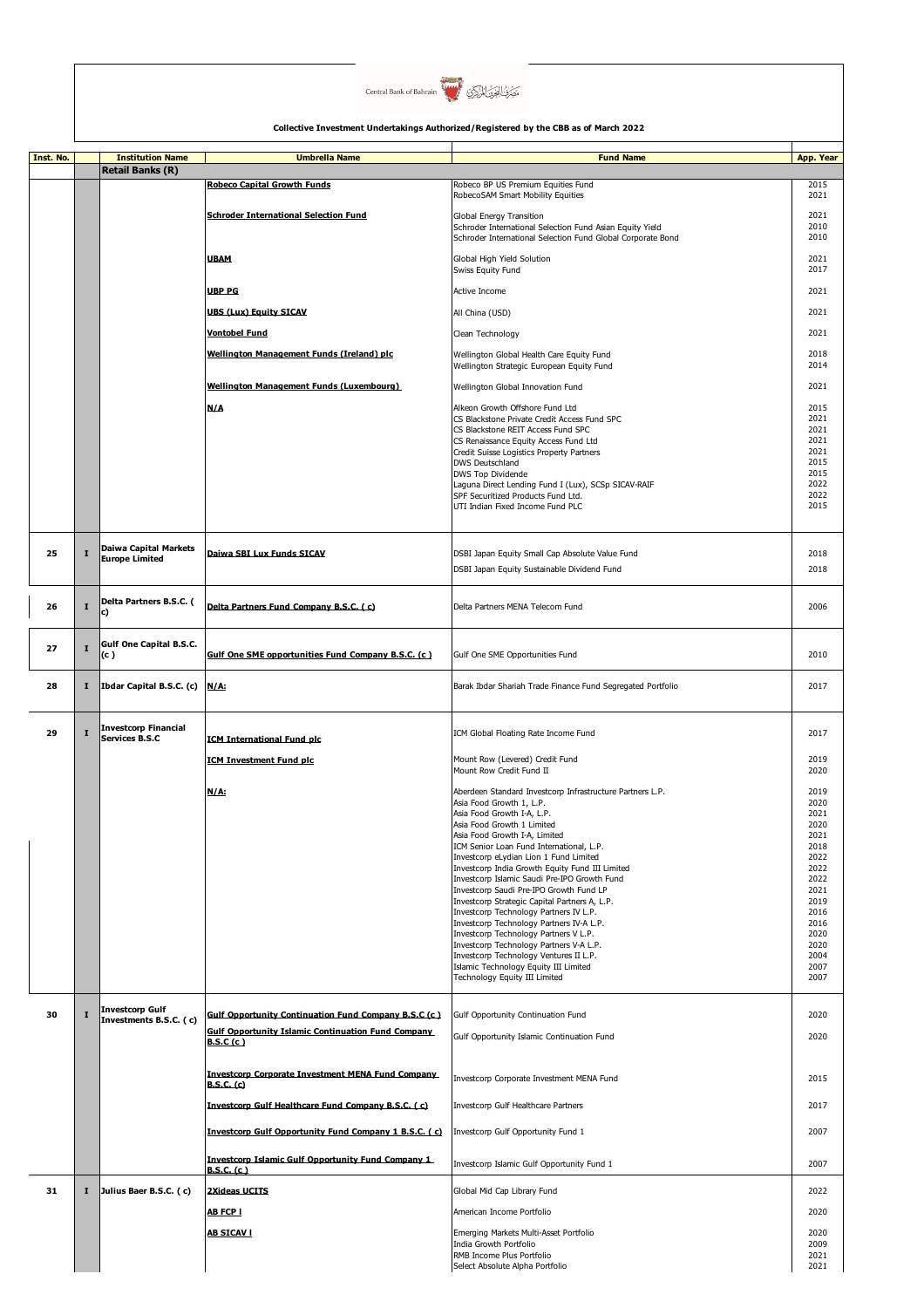**Collective Investment Undertakings Authorized/Registered by the CBB as of March 2022**

| Inst. No. | | Institution Name | Umbrella Name | Fund Name | App. Year |
|---|---|---|---|---|---|
| | | **Retail Banks (R)** | | | |
| | | | Robeco Capital Growth Funds | Robeco BP US Premium Equities Fund | 2015 |
| | | | | RobecoSAM Smart Mobility Equities | 2021 |
| | | | Schroder International Selection Fund | Global Energy Transition | 2021 |
| | | | | Schroder International Selection Fund Asian Equity Yield | 2010 |
| | | | | Schroder International Selection Fund Global Corporate Bond | 2010 |
| | | | UBAM | Global High Yield Solution | 2021 |
| | | | | Swiss Equity Fund | 2017 |
| | | | UBP PG | Active Income | 2021 |
| | | | UBS (Lux) Equity SICAV | All China (USD) | 2021 |
| | | | Vontobel Fund | Clean Technology | 2021 |
| | | | Wellington Management Funds (Ireland) plc | Wellington Global Health Care Equity Fund | 2018 |
| | | | | Wellington Strategic European Equity Fund | 2014 |
| | | | Wellington Management Funds (Luxembourg) | Wellington Global Innovation Fund | 2021 |
| | | | N/A | Alkeon Growth Offshore Fund Ltd | 2015 |
| | | | | CS Blackstone Private Credit Access Fund SPC | 2021 |
| | | | | CS Blackstone REIT Access Fund SPC | 2021 |
| | | | | CS Renaissance Equity Access Fund Ltd | 2021 |
| | | | | Credit Suisse Logistics Property Partners | 2021 |
| | | | | DWS Deutschland | 2015 |
| | | | | DWS Top Dividende | 2015 |
| | | | | Laguna Direct Lending Fund I (Lux), SCSp SICAV-RAIF | 2022 |
| | | | | SPF Securitized Products Fund Ltd. | 2022 |
| | | | | UTI Indian Fixed Income Fund PLC | 2015 |
| 25 | I | Daiwa Capital Markets Europe Limited | Daiwa SBI Lux Funds SICAV | DSBI Japan Equity Small Cap Absolute Value Fund | 2018 |
| | | | | DSBI Japan Equity Sustainable Dividend Fund | 2018 |
| 26 | I | Delta Partners B.S.C. ( c) | Delta Partners Fund Company B.S.C. ( c) | Delta Partners MENA Telecom Fund | 2006 |
| 27 | I | Gulf One Capital B.S.C. (c ) | Gulf One SME opportunities Fund Company B.S.C. (c ) | Gulf One SME Opportunities Fund | 2010 |
| 28 | I | Ibdar Capital B.S.C. (c) | N/A: | Barak Ibdar Shariah Trade Finance Fund Segregated Portfolio | 2017 |
| 29 | I | Investcorp Financial Services B.S.C | ICM International Fund plc | ICM Global Floating Rate Income Fund | 2017 |
| | | | ICM Investment Fund plc | Mount Row (Levered) Credit Fund | 2019 |
| | | | | Mount Row Credit Fund II | 2020 |
| | | | N/A: | Aberdeen Standard Investcorp Infrastructure Partners L.P. | 2019 |
| | | | | Asia Food Growth 1, L.P. | 2020 |
| | | | | Asia Food Growth I-A, L.P. | 2021 |
| | | | | Asia Food Growth 1 Limited | 2020 |
| | | | | Asia Food Growth I-A, Limited | 2021 |
| | | | | ICM Senior Loan Fund International, L.P. | 2018 |
| | | | | Investcorp eLydian Lion 1 Fund Limited | 2022 |
| | | | | Investcorp India Growth Equity Fund III Limited | 2022 |
| | | | | Investcorp Islamic Saudi Pre-IPO Growth Fund | 2022 |
| | | | | Investcorp Saudi Pre-IPO Growth Fund LP | 2021 |
| | | | | Investcorp Strategic Capital Partners A, L.P. | 2019 |
| | | | | Investcorp Technology Partners IV L.P. | 2016 |
| | | | | Investcorp Technology Partners IV-A L.P. | 2016 |
| | | | | Investcorp Technology Partners V L.P. | 2020 |
| | | | | Investcorp Technology Partners V-A L.P. | 2020 |
| | | | | Investcorp Technology Ventures II L.P. | 2004 |
| | | | | Islamic Technology Equity III Limited | 2007 |
| | | | | Technology Equity III Limited | 2007 |
| 30 | I | Investcorp Gulf Investments B.S.C. ( c) | Gulf Opportunity Continuation Fund Company B.S.C (c ) | Gulf Opportunity Continuation Fund | 2020 |
| | | | Gulf Opportunity Islamic Continuation Fund Company B.S.C (c ) | Gulf Opportunity Islamic Continuation Fund | 2020 |
| | | | Investcorp Corporate Investment MENA Fund Company B.S.C. (c) | Investcorp Corporate Investment MENA Fund | 2015 |
| | | | Investcorp Gulf Healthcare Fund Company B.S.C. ( c) | Investcorp Gulf Healthcare Partners | 2017 |
| | | | Investcorp Gulf Opportunity Fund Company 1 B.S.C. ( c) | Investcorp Gulf Opportunity Fund 1 | 2007 |
| | | | Investcorp Islamic Gulf Opportunity Fund Company 1 B.S.C. (c ) | Investcorp Islamic Gulf Opportunity Fund 1 | 2007 |
| 31 | I | Julius Baer B.S.C. ( c) | 2Xideas UCITS | Global Mid Cap Library Fund | 2022 |
| | | | AB FCP I | American Income Portfolio | 2020 |
| | | | AB SICAV I | Emerging Markets Multi-Asset Portfolio | 2020 |
| | | | | India Growth Portfolio | 2009 |
| | | | | RMB Income Plus Portfolio | 2021 |
| | | | | Select Absolute Alpha Portfolio | 2021 |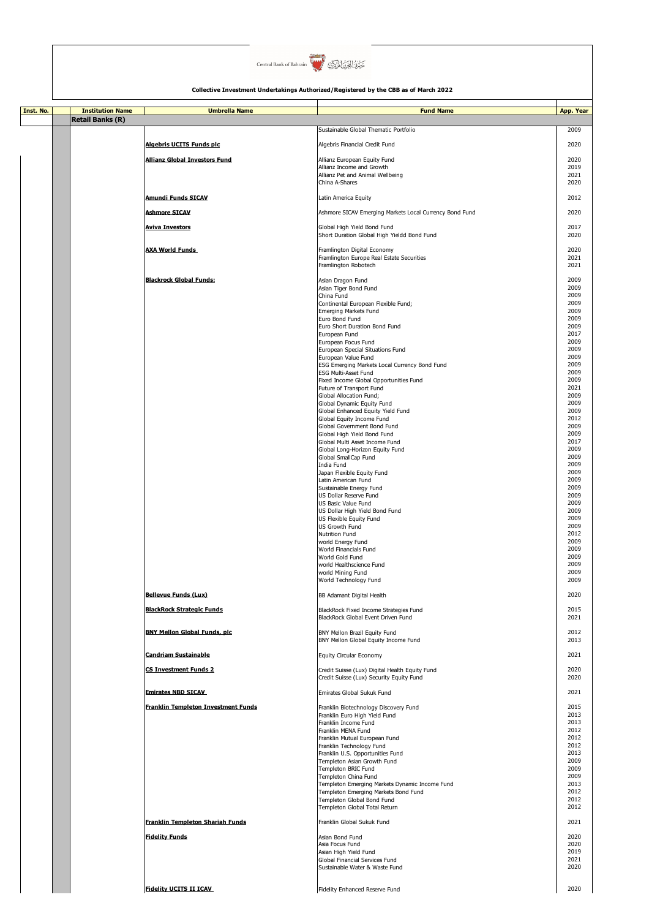Central Bank of Bahrain مصرف البحرين المركزي

**Collective Investment Undertakings Authorized/Registered by the CBB as of March 2022**

| Inst. No. | Institution Name | Umbrella Name | Fund Name | App. Year |
|---|---|---|---|---|
| | **Retail Banks (R)** | | | |
| | | | Sustainable Global Thematic Portfolio | 2009 |
| | | **Algebris UCITS Funds plc** | Algebris Financial Credit Fund | 2020 |
| | | **Allianz Global Investors Fund** | Allianz European Equity Fund | 2020 |
| | | | Allianz Income and Growth | 2019 |
| | | | Allianz Pet and Animal Wellbeing | 2021 |
| | | | China A-Shares | 2020 |
| | | **Amundi Funds SICAV** | Latin America Equity | 2012 |
| | | **Ashmore SICAV** | Ashmore SICAV Emerging Markets Local Currency Bond Fund | 2020 |
| | | **Aviva Investors** | Global High Yield Bond Fund | 2017 |
| | | | Short Duration Global High Yieldd Bond Fund | 2020 |
| | | **AXA World Funds** | Framlington Digital Economy | 2020 |
| | | | Framlington Europe Real Estate Securities | 2021 |
| | | | Framlington Robotech | 2021 |
| | | **Blackrock Global Funds:** | Asian Dragon Fund | 2009 |
| | | | Asian Tiger Bond Fund | 2009 |
| | | | China Fund | 2009 |
| | | | Continental European Flexible Fund; | 2009 |
| | | | Emerging Markets Fund | 2009 |
| | | | Euro Bond Fund | 2009 |
| | | | Euro Short Duration Bond Fund | 2009 |
| | | | European Fund | 2017 |
| | | | European Focus Fund | 2009 |
| | | | European Special Situations Fund | 2009 |
| | | | European Value Fund | 2009 |
| | | | ESG Emerging Markets Local Currency Bond Fund | 2009 |
| | | | ESG Multi-Asset Fund | 2009 |
| | | | Fixed Income Global Opportunities Fund | 2009 |
| | | | Future of Transport Fund | 2021 |
| | | | Global Allocation Fund; | 2009 |
| | | | Global Dynamic Equity Fund | 2009 |
| | | | Global Enhanced Equity Yield Fund | 2009 |
| | | | Global Equity Income Fund | 2012 |
| | | | Global Government Bond Fund | 2009 |
| | | | Global High Yield Bond Fund | 2009 |
| | | | Global Multi Asset Income Fund | 2017 |
| | | | Global Long-Horizon Equity Fund | 2009 |
| | | | Global SmallCap Fund | 2009 |
| | | | India Fund | 2009 |
| | | | Japan Flexible Equity Fund | 2009 |
| | | | Latin American Fund | 2009 |
| | | | Sustainable Energy Fund | 2009 |
| | | | US Dollar Reserve Fund | 2009 |
| | | | US Basic Value Fund | 2009 |
| | | | US Dollar High Yield Bond Fund | 2009 |
| | | | US Flexible Equity Fund | 2009 |
| | | | US Growth Fund | 2009 |
| | | | Nutrition Fund | 2012 |
| | | | world Energy Fund | 2009 |
| | | | World Financials Fund | 2009 |
| | | | World Gold Fund | 2009 |
| | | | world Healthscience Fund | 2009 |
| | | | world Mining Fund | 2009 |
| | | | World Technology Fund | 2009 |
| | | **Bellevue Funds (Lux)** | BB Adamant Digital Health | 2020 |
| | | **BlackRock Strategic Funds** | BlackRock Fixed Income Strategies Fund | 2015 |
| | | | BlackRock Global Event Driven Fund | 2021 |
| | | **BNY Mellon Global Funds, plc** | BNY Mellon Brazil Equity Fund | 2012 |
| | | | BNY Mellon Global Equity Income Fund | 2013 |
| | | **Candriam Sustainable** | Equity Circular Economy | 2021 |
| | | **CS Investment Funds 2** | Credit Suisse (Lux) Digital Health Equity Fund | 2020 |
| | | | Credit Suisse (Lux) Security Equity Fund | 2020 |
| | | **Emirates NBD SICAV** | Emirates Global Sukuk Fund | 2021 |
| | | **Franklin Templeton Investment Funds** | Franklin Biotechnology Discovery Fund | 2015 |
| | | | Franklin Euro High Yield Fund | 2013 |
| | | | Franklin Income Fund | 2013 |
| | | | Franklin MENA Fund | 2012 |
| | | | Franklin Mutual European Fund | 2012 |
| | | | Franklin Technology Fund | 2012 |
| | | | Franklin U.S. Opportunities Fund | 2013 |
| | | | Templeton Asian Growth Fund | 2009 |
| | | | Templeton BRIC Fund | 2009 |
| | | | Templeton China Fund | 2009 |
| | | | Templeton Emerging Markets Dynamic Income Fund | 2013 |
| | | | Templeton Emerging Markets Bond Fund | 2012 |
| | | | Templeton Global Bond Fund | 2012 |
| | | | Templeton Global Total Return | 2012 |
| | | **Franklin Templeton Shariah Funds** | Franklin Global Sukuk Fund | 2021 |
| | | **Fidelity Funds** | Asian Bond Fund | 2020 |
| | | | Asia Focus Fund | 2020 |
| | | | Asian High Yield Fund | 2019 |
| | | | Global Financial Services Fund | 2021 |
| | | | Sustainable Water & Waste Fund | 2020 |
| | | **Fidelity UCITS II ICAV** | Fidelity Enhanced Reserve Fund | 2020 |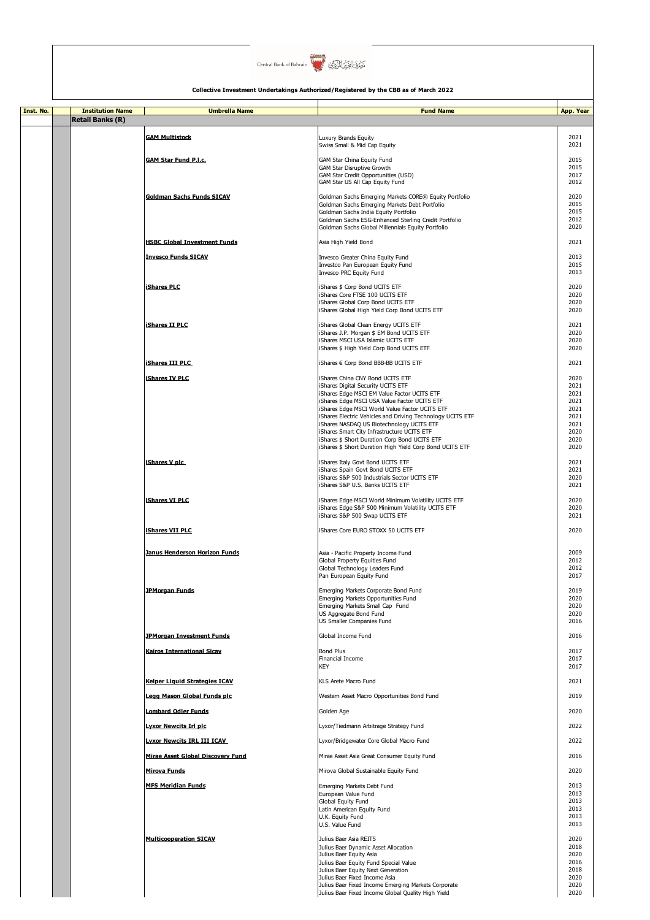Central Bank of Bahrain مصرف البحرين المركزي

**Collective Investment Undertakings Authorized/Registered by the CBB as of March 2022**

| Inst. No. | Institution Name | Umbrella Name | Fund Name | App. Year |
|---|---|---|---|---|
| | **Retail Banks (R)** | | | |
| | | **GAM Multistock** | Luxury Brands Equity | 2021 |
| | | | Swiss Small & Mid Cap Equity | 2021 |
| | | **GAM Star Fund P.l.c.** | GAM Star China Equity Fund | 2015 |
| | | | GAM Star Disruptive Growth | 2015 |
| | | | GAM Star Credit Opportunities (USD) | 2017 |
| | | | GAM Star US All Cap Equity Fund | 2012 |
| | | **Goldman Sachs Funds SICAV** | Goldman Sachs Emerging Markets CORE® Equity Portfolio | 2020 |
| | | | Goldman Sachs Emerging Markets Debt Portfolio | 2015 |
| | | | Goldman Sachs India Equity Portfolio | 2015 |
| | | | Goldman Sachs ESG-Enhanced Sterling Credit Portfolio | 2012 |
| | | | Goldman Sachs Global Millennials Equity Portfolio | 2020 |
| | | **HSBC Global Investment Funds** | Asia High Yield Bond | 2021 |
| | | **Invesco Funds SICAV** | Invesco Greater China Equity Fund | 2013 |
| | | | Investco Pan European Equity Fund | 2015 |
| | | | Invesco PRC Equity Fund | 2013 |
| | | **iShares PLC** | iShares $ Corp Bond UCITS ETF | 2020 |
| | | | iShares Core FTSE 100 UCITS ETF | 2020 |
| | | | iShares Global Corp Bond UCITS ETF | 2020 |
| | | | iShares Global High Yield Corp Bond UCITS ETF | 2020 |
| | | **iShares II PLC** | iShares Global Clean Energy UCITS ETF | 2021 |
| | | | iShares J.P. Morgan $ EM Bond UCITS ETF | 2020 |
| | | | iShares MSCI USA Islamic UCITS ETF | 2020 |
| | | | iShares $ High Yield Corp Bond UCITS ETF | 2020 |
| | | **iShares III PLC** | iShares € Corp Bond BBB-BB UCITS ETF | 2021 |
| | | **iShares IV PLC** | iShares China CNY Bond UCITS ETF | 2020 |
| | | | iShares Digital Security UCITS ETF | 2021 |
| | | | iShares Edge MSCI EM Value Factor UCITS ETF | 2021 |
| | | | iShares Edge MSCI USA Value Factor UCITS ETF | 2021 |
| | | | iShares Edge MSCI World Value Factor UCITS ETF | 2021 |
| | | | iShares Electric Vehicles and Driving Technology UCITS ETF | 2021 |
| | | | iShares NASDAQ US Biotechnology UCITS ETF | 2021 |
| | | | iShares Smart City Infrastructure UCITS ETF | 2020 |
| | | | iShares $ Short Duration Corp Bond UCITS ETF | 2020 |
| | | | iShares $ Short Duration High Yield Corp Bond UCITS ETF | 2020 |
| | | **iShares V plc** | iShares Italy Govt Bond UCITS ETF | 2021 |
| | | | iShares Spain Govt Bond UCITS ETF | 2021 |
| | | | iShares S&P 500 Industrials Sector UCITS ETF | 2020 |
| | | | iShares S&P U.S. Banks UCITS ETF | 2021 |
| | | **iShares VI PLC** | iShares Edge MSCI World Minimum Volatility UCITS ETF | 2020 |
| | | | iShares Edge S&P 500 Minimum Volatility UCITS ETF | 2020 |
| | | | iShares S&P 500 Swap UCITS ETF | 2021 |
| | | **iShares VII PLC** | iShares Core EURO STOXX 50 UCITS ETF | 2020 |
| | | **Janus Henderson Horizon Funds** | Asia - Pacific Property Income Fund | 2009 |
| | | | Global Property Equities Fund | 2012 |
| | | | Global Technology Leaders Fund | 2012 |
| | | | Pan European Equity Fund | 2017 |
| | | **JPMorgan Funds** | Emerging Markets Corporate Bond Fund | 2019 |
| | | | Emerging Markets Opportunities Fund | 2020 |
| | | | Emerging Markets Small Cap Fund | 2020 |
| | | | US Aggregate Bond Fund | 2020 |
| | | | US Smaller Companies Fund | 2016 |
| | | **JPMorgan Investment Funds** | Global Income Fund | 2016 |
| | | **Kairos International Sicav** | Bond Plus | 2017 |
| | | | Financial Income | 2017 |
| | | | KEY | 2017 |
| | | **Kelper Liquid Strategies ICAV** | KLS Arete Macro Fund | 2021 |
| | | **Legg Mason Global Funds plc** | Western Asset Macro Opportunities Bond Fund | 2019 |
| | | **Lombard Odier Funds** | Golden Age | 2020 |
| | | **Lyxor Newcits Irl plc** | Lyxor/Tiedmann Arbitrage Strategy Fund | 2022 |
| | | **Lyxor Newcits IRL III ICAV** | Lyxor/Bridgewater Core Global Macro Fund | 2022 |
| | | **Mirae Asset Global Discovery Fund** | Mirae Asset Asia Great Consumer Equity Fund | 2016 |
| | | **Mirova Funds** | Mirova Global Sustainable Equity Fund | 2020 |
| | | **MFS Meridian Funds** | Emerging Markets Debt Fund | 2013 |
| | | | European Value Fund | 2013 |
| | | | Global Equity Fund | 2013 |
| | | | Latin American Equity Fund | 2013 |
| | | | U.K. Equity Fund | 2013 |
| | | | U.S. Value Fund | 2013 |
| | | **Multicooperation SICAV** | Julius Baer Asia REITS | 2020 |
| | | | Julius Baer Dynamic Asset Allocation | 2018 |
| | | | Julius Baer Equity Asia | 2020 |
| | | | Julius Baer Equity Fund Special Value | 2016 |
| | | | Julius Baer Equity Next Generation | 2018 |
| | | | Julius Baer Fixed Income Asia | 2020 |
| | | | Julius Baer Fixed Income Emerging Markets Corporate | 2020 |
| | | | Julius Baer Fixed Income Global Quality High Yield | 2020 |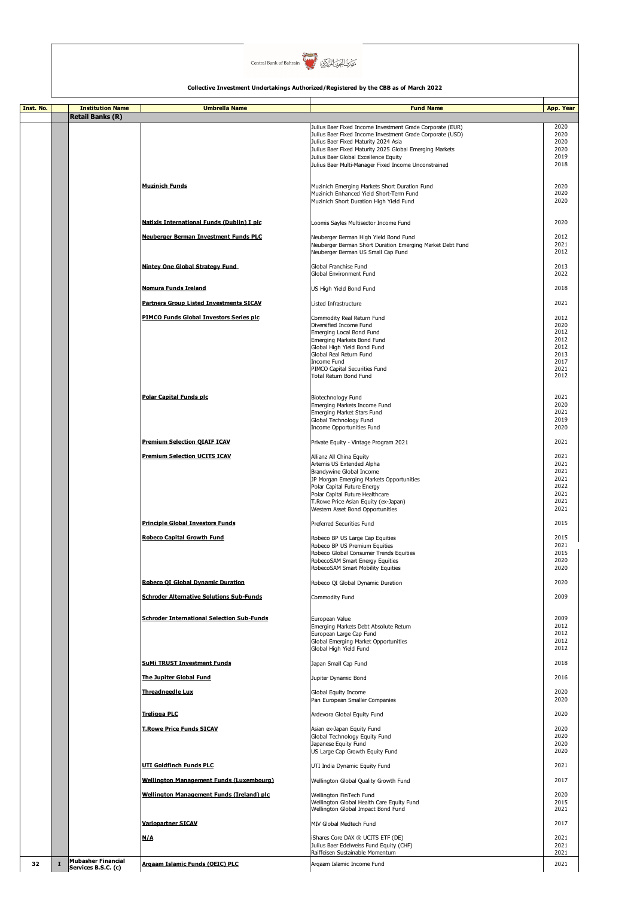**Collective Investment Undertakings Authorized/Registered by the CBB as of March 2022**

| Inst. No. | | Institution Name | Umbrella Name | Fund Name | App. Year |
|---|---|---|---|---|---|
| | | **Retail Banks (R)** | | | |
| | | | | Julius Baer Fixed Income Investment Grade Corporate (EUR) | 2020 |
| | | | | Julius Baer Fixed Income Investment Grade Corporate (USD) | 2020 |
| | | | | Julius Baer Fixed Maturity 2024 Asia | 2020 |
| | | | | Julius Baer Fixed Maturity 2025 Global Emerging Markets | 2020 |
| | | | | Julius Baer Global Excellence Equity | 2019 |
| | | | | Julius Baer Multi-Manager Fixed Income Unconstrained | 2018 |
| | | | **Muzinich Funds** | Muzinich Emerging Markets Short Duration Fund | 2020 |
| | | | | Muzinich Enhanced Yield Short-Term Fund | 2020 |
| | | | | Muzinich Short Duration High Yield Fund | 2020 |
| | | | **Natixis International Funds (Dublin) I plc** | Loomis Sayles Multisector Income Fund | 2020 |
| | | | **Neuberger Berman Investment Funds PLC** | Neuberger Berman High Yield Bond Fund | 2012 |
| | | | | Neuberger Berman Short Duration Emerging Market Debt Fund | 2021 |
| | | | | Neuberger Berman US Small Cap Fund | 2012 |
| | | | **Nintey One Global Strategy Fund** | Global Franchise Fund | 2013 |
| | | | | Global Environment Fund | 2022 |
| | | | **Nomura Funds Ireland** | US High Yield Bond Fund | 2018 |
| | | | **Partners Group Listed Investments SICAV** | Listed Infrastructure | 2021 |
| | | | **PIMCO Funds Global Investors Series plc** | Commodity Real Return Fund | 2012 |
| | | | | Diversified Income Fund | 2020 |
| | | | | Emerging Local Bond Fund | 2012 |
| | | | | Emerging Markets Bond Fund | 2012 |
| | | | | Global High Yield Bond Fund | 2012 |
| | | | | Global Real Return Fund | 2013 |
| | | | | Income Fund | 2017 |
| | | | | PIMCO Capital Securities Fund | 2021 |
| | | | | Total Return Bond Fund | 2012 |
| | | | **Polar Capital Funds plc** | Biotechnology Fund | 2021 |
| | | | | Emerging Markets Income Fund | 2020 |
| | | | | Emerging Market Stars Fund | 2021 |
| | | | | Global Technology Fund | 2019 |
| | | | | Income Opportunities Fund | 2020 |
| | | | **Premium Selection QIAIF ICAV** | Private Equity - Vintage Program 2021 | 2021 |
| | | | **Premium Selection UCITS ICAV** | Allianz All China Equity | 2021 |
| | | | | Artemis US Extended Alpha | 2021 |
| | | | | Brandywine Global Income | 2021 |
| | | | | JP Morgan Emerging Markets Opportunities | 2021 |
| | | | | Polar Capital Future Energy | 2022 |
| | | | | Polar Capital Future Healthcare | 2021 |
| | | | | T.Rowe Price Asian Equity (ex-Japan) | 2021 |
| | | | | Western Asset Bond Opportunities | 2021 |
| | | | **Principle Global Investors Funds** | Preferred Securities Fund | 2015 |
| | | | **Robeco Capital Growth Fund** | Robeco BP US Large Cap Equities | 2015 |
| | | | | Robeco BP US Premium Equities | 2021 |
| | | | | Robeco Global Consumer Trends Equities | 2015 |
| | | | | RobecoSAM Smart Energy Equities | 2020 |
| | | | | RobecoSAM Smart Mobility Equities | 2020 |
| | | | **Robeco QI Global Dynamic Duration** | Robeco QI Global Dynamic Duration | 2020 |
| | | | **Schroder Alternative Solutions Sub-Funds** | Commodity Fund | 2009 |
| | | | **Schroder International Selection Sub-Funds** | European Value | 2009 |
| | | | | Emerging Markets Debt Absolute Return | 2012 |
| | | | | European Large Cap Fund | 2012 |
| | | | | Global Emerging Market Opportunities | 2012 |
| | | | | Global High Yield Fund | 2012 |
| | | | **SuMi TRUST Investment Funds** | Japan Small Cap Fund | 2018 |
| | | | **The Jupiter Global Fund** | Jupiter Dynamic Bond | 2016 |
| | | | **Threadneedle Lux** | Global Equity Income | 2020 |
| | | | | Pan European Smaller Companies | 2020 |
| | | | **Treligga PLC** | Ardevora Global Equity Fund | 2020 |
| | | | **T.Rowe Price Funds SICAV** | Asian ex-Japan Equity Fund | 2020 |
| | | | | Global Technology Equity Fund | 2020 |
| | | | | Japanese Equity Fund | 2020 |
| | | | | US Large Cap Growth Equity Fund | 2020 |
| | | | **UTI Goldfinch Funds PLC** | UTI India Dynamic Equity Fund | 2021 |
| | | | **Wellington Management Funds (Luxembourg)** | Wellington Global Quality Growth Fund | 2017 |
| | | | **Wellington Management Funds (Ireland) plc** | Wellington FinTech Fund | 2020 |
| | | | | Wellington Global Health Care Equity Fund | 2015 |
| | | | | Wellington Global Impact Bond Fund | 2021 |
| | | | **Variopartner SICAV** | MIV Global Medtech Fund | 2017 |
| | | | **N/A** | iShares Core DAX ® UCITS ETF (DE) | 2021 |
| | | | | Julius Baer Edelweiss Fund Equity (CHF) | 2021 |
| | | | | Raiffeisen Sustainable Momentum | 2021 |
| 32 | I | Mubasher Financial Services B.S.C. (c) | **Arqaam Islamic Funds (OEIC) PLC** | Arqaam Islamic Income Fund | 2021 |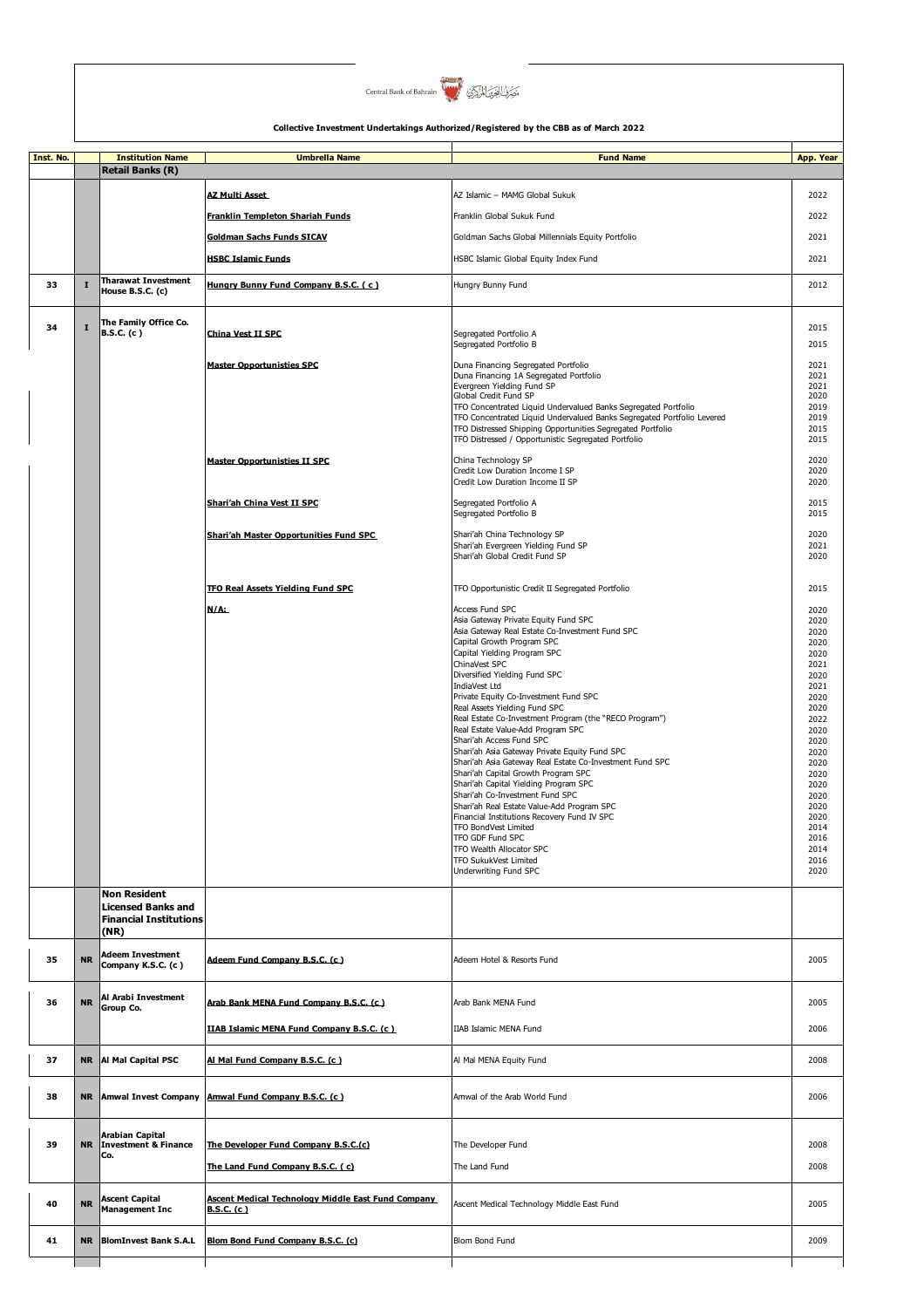Central Bank of Bahrain مصرف البحرين المركزي

**Collective Investment Undertakings Authorized/Registered by the CBB as of March 2022**

| Inst. No. | | Institution Name | Umbrella Name | Fund Name | App. Year |
|---|---|---|---|---|---|
| | | **Retail Banks (R)** | | | |
| | | | **AZ Multi Asset** | AZ Islamic – MAMG Global Sukuk | 2022 |
| | | | **Franklin Templeton Shariah Funds** | Franklin Global Sukuk Fund | 2022 |
| | | | **Goldman Sachs Funds SICAV** | Goldman Sachs Global Millennials Equity Portfolio | 2021 |
| | | | **HSBC Islamic Funds** | HSBC Islamic Global Equity Index Fund | 2021 |
| 33 | I | Tharawat Investment House B.S.C. (c) | **Hungry Bunny Fund Company B.S.C. ( c )** | Hungry Bunny Fund | 2012 |
| 34 | I | The Family Office Co. B.S.C. (c ) | **China Vest II SPC** | Segregated Portfolio A | 2015 |
| | | | | Segregated Portfolio B | 2015 |
| | | | **Master Opportunisties SPC** | Duna Financing Segregated Portfolio | 2021 |
| | | | | Duna Financing 1A Segregated Portfolio | 2021 |
| | | | | Evergreen Yielding Fund SP | 2021 |
| | | | | Global Credit Fund SP | 2020 |
| | | | | TFO Concentrated Liquid Undervalued Banks Segregated Portfolio | 2019 |
| | | | | TFO Concentrated Liquid Undervalued Banks Segregated Portfolio Levered | 2019 |
| | | | | TFO Distressed Shipping Opportunities Segregated Portfolio | 2015 |
| | | | | TFO Distressed / Opportunistic Segregated Portfolio | 2015 |
| | | | **Master Opportunisties II SPC** | China Technology SP | 2020 |
| | | | | Credit Low Duration Income I SP | 2020 |
| | | | | Credit Low Duration Income II SP | 2020 |
| | | | **Shari'ah China Vest II SPC** | Segregated Portfolio A | 2015 |
| | | | | Segregated Portfolio B | 2015 |
| | | | **Shari'ah Master Opportunities Fund SPC** | Shari'ah China Technology SP | 2020 |
| | | | | Shari'ah Evergreen Yielding Fund SP | 2021 |
| | | | | Shari'ah Global Credit Fund SP | 2020 |
| | | | **TFO Real Assets Yielding Fund SPC** | TFO Opportunistic Credit II Segregated Portfolio | 2015 |
| | | | **N/A:** | Access Fund SPC | 2020 |
| | | | | Asia Gateway Private Equity Fund SPC | 2020 |
| | | | | Asia Gateway Real Estate Co-Investment Fund SPC | 2020 |
| | | | | Capital Growth Program SPC | 2020 |
| | | | | Capital Yielding Program SPC | 2020 |
| | | | | ChinaVest SPC | 2021 |
| | | | | Diversified Yielding Fund SPC | 2020 |
| | | | | IndiaVest Ltd | 2021 |
| | | | | Private Equity Co-Investment Fund SPC | 2020 |
| | | | | Real Assets Yielding Fund SPC | 2020 |
| | | | | Real Estate Co-Investment Program (the "RECO Program") | 2022 |
| | | | | Real Estate Value-Add Program SPC | 2020 |
| | | | | Shari'ah Access Fund SPC | 2020 |
| | | | | Shari'ah Asia Gateway Private Equity Fund SPC | 2020 |
| | | | | Shari'ah Asia Gateway Real Estate Co-Investment Fund SPC | 2020 |
| | | | | Shari'ah Capital Growth Program SPC | 2020 |
| | | | | Shari'ah Capital Yielding Program SPC | 2020 |
| | | | | Shari'ah Co-Investment Fund SPC | 2020 |
| | | | | Shari'ah Real Estate Value-Add Program SPC | 2020 |
| | | | | Financial Institutions Recovery Fund IV SPC | 2020 |
| | | | | TFO BondVest Limited | 2014 |
| | | | | TFO GDF Fund SPC | 2016 |
| | | | | TFO Wealth Allocator SPC | 2014 |
| | | | | TFO SukukVest Limited | 2016 |
| | | | | Underwriting Fund SPC | 2020 |
| | | **Non Resident Licensed Banks and Financial Institutions (NR)** | | | |
| 35 | NR | Adeem Investment Company K.S.C. (c ) | **Adeem Fund Company B.S.C. (c )** | Adeem Hotel & Resorts Fund | 2005 |
| 36 | NR | Al Arabi Investment Group Co. | **Arab Bank MENA Fund Company B.S.C. (c )** | Arab Bank MENA Fund | 2005 |
| | | | **IIAB Islamic MENA Fund Company B.S.C. (c )** | IIAB Islamic MENA Fund | 2006 |
| 37 | NR | Al Mal Capital PSC | **Al Mal Fund Company B.S.C. (c )** | Al Mal MENA Equity Fund | 2008 |
| 38 | NR | Amwal Invest Company | **Amwal Fund Company B.S.C. (c)** | Amwal of the Arab World Fund | 2006 |
| 39 | NR | Arabian Capital Investment & Finance Co. | **The Developer Fund Company B.S.C.(c)** | The Developer Fund | 2008 |
| | | | **The Land Fund Company B.S.C. ( c)** | The Land Fund | 2008 |
| 40 | NR | Ascent Capital Management Inc | **Ascent Medical Technology Middle East Fund Company B.S.C. (c )** | Ascent Medical Technology Middle East Fund | 2005 |
| 41 | NR | BlomInvest Bank S.A.L | **Blom Bond Fund Company B.S.C. (c)** | Blom Bond Fund | 2009 |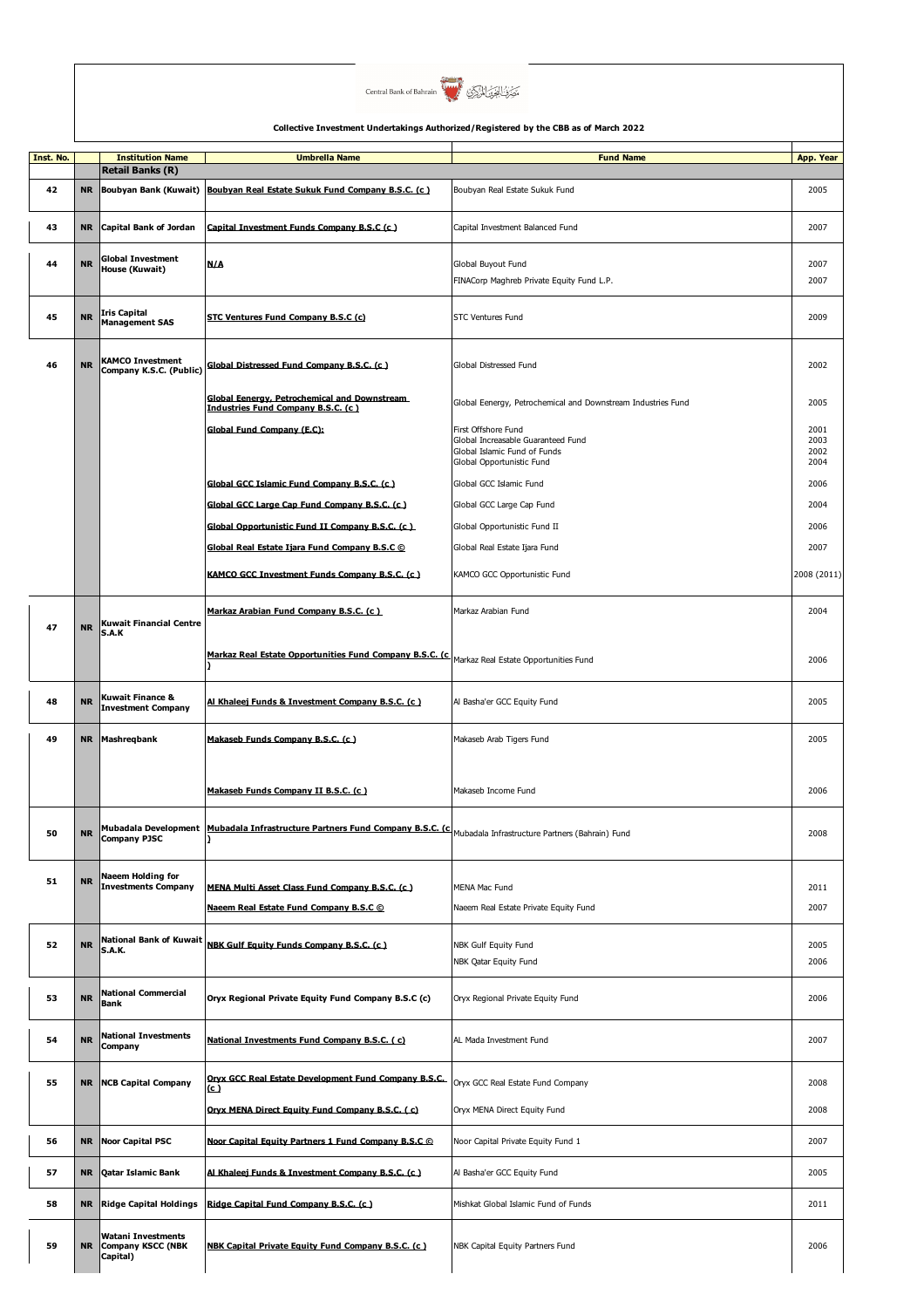Central Bank of Bahrain مصرف البحرين المركزي

**Collective Investment Undertakings Authorized/Registered by the CBB as of March 2022**

| Inst. No. | | Institution Name | Umbrella Name | Fund Name | App. Year |
|---|---|---|---|---|---|
| | | **Retail Banks (R)** | | | |
| 42 | NR | Boubyan Bank (Kuwait) | Boubyan Real Estate Sukuk Fund Company B.S.C. (c ) | Boubyan Real Estate Sukuk Fund | 2005 |
| 43 | NR | Capital Bank of Jordan | Capital Investment Funds Company B.S.C (c ) | Capital Investment Balanced Fund | 2007 |
| 44 | NR | Global Investment House (Kuwait) | N/A | Global Buyout Fund | 2007 |
| | | | | FINACorp Maghreb Private Equity Fund L.P. | 2007 |
| 45 | NR | Iris Capital Management SAS | STC Ventures Fund Company B.S.C (c) | STC Ventures Fund | 2009 |
| 46 | NR | KAMCO Investment Company K.S.C. (Public) | Global Distressed Fund Company B.S.C. (c ) | Global Distressed Fund | 2002 |
| | | | Global Eenergy, Petrochemical and Downstream Industries Fund Company B.S.C. (c ) | Global Eenergy, Petrochemical and Downstream Industries Fund | 2005 |
| | | | Global Fund Company (E.C): | First Offshore Fund | 2001 |
| | | | | Global Increasable Guaranteed Fund | 2003 |
| | | | | Global Islamic Fund of Funds | 2002 |
| | | | | Global Opportunistic Fund | 2004 |
| | | | Global GCC Islamic Fund Company B.S.C. (c ) | Global GCC Islamic Fund | 2006 |
| | | | Global GCC Large Cap Fund Company B.S.C. (c ) | Global GCC Large Cap Fund | 2004 |
| | | | Global Opportunistic Fund II Company B.S.C. (c ) | Global Opportunistic Fund II | 2006 |
| | | | Global Real Estate Ijara Fund Company B.S.C © | Global Real Estate Ijara Fund | 2007 |
| | | | KAMCO GCC Investment Funds Company B.S.C. (c ) | KAMCO GCC Opportunistic Fund | 2008 (2011) |
| 47 | NR | Kuwait Financial Centre S.A.K | Markaz Arabian Fund Company B.S.C. (c ) | Markaz Arabian Fund | 2004 |
| | | | Markaz Real Estate Opportunities Fund Company B.S.C. (c ) | Markaz Real Estate Opportunities Fund | 2006 |
| 48 | NR | Kuwait Finance & Investment Company | Al Khaleej Funds & Investment Company B.S.C. (c ) | Al Basha'er GCC Equity Fund | 2005 |
| 49 | NR | Mashreqbank | Makaseb Funds Company B.S.C. (c ) | Makaseb Arab Tigers Fund | 2005 |
| | | | Makaseb Funds Company II B.S.C. (c ) | Makaseb Income Fund | 2006 |
| 50 | NR | Mubadala Development Company PJSC | Mubadala Infrastructure Partners Fund Company B.S.C. (c ) | Mubadala Infrastructure Partners (Bahrain) Fund | 2008 |
| 51 | NR | Naeem Holding for Investments Company | MENA Multi Asset Class Fund Company B.S.C. (c ) | MENA Mac Fund | 2011 |
| | | | Naeem Real Estate Fund Company B.S.C © | Naeem Real Estate Private Equity Fund | 2007 |
| 52 | NR | National Bank of Kuwait S.A.K. | NBK Gulf Equity Funds Company B.S.C. (c ) | NBK Gulf Equity Fund | 2005 |
| | | | | NBK Qatar Equity Fund | 2006 |
| 53 | NR | National Commercial Bank | Oryx Regional Private Equity Fund Company B.S.C (c) | Oryx Regional Private Equity Fund | 2006 |
| 54 | NR | National Investments Company | National Investments Fund Company B.S.C. ( c) | AL Mada Investment Fund | 2007 |
| 55 | NR | NCB Capital Company | Oryx GCC Real Estate Development Fund Company B.S.C. (c ) | Oryx GCC Real Estate Fund Company | 2008 |
| | | | Oryx MENA Direct Equity Fund Company B.S.C. ( c) | Oryx MENA Direct Equity Fund | 2008 |
| 56 | NR | Noor Capital PSC | Noor Capital Equity Partners 1 Fund Company B.S.C © | Noor Capital Private Equity Fund 1 | 2007 |
| 57 | NR | Qatar Islamic Bank | Al Khaleej Funds & Investment Company B.S.C. (c ) | Al Basha'er GCC Equity Fund | 2005 |
| 58 | NR | Ridge Capital Holdings | Ridge Capital Fund Company B.S.C. (c ) | Mishkat Global Islamic Fund of Funds | 2011 |
| 59 | NR | Watani Investments Company KSCC (NBK Capital) | NBK Capital Private Equity Fund Company B.S.C. (c ) | NBK Capital Equity Partners Fund | 2006 |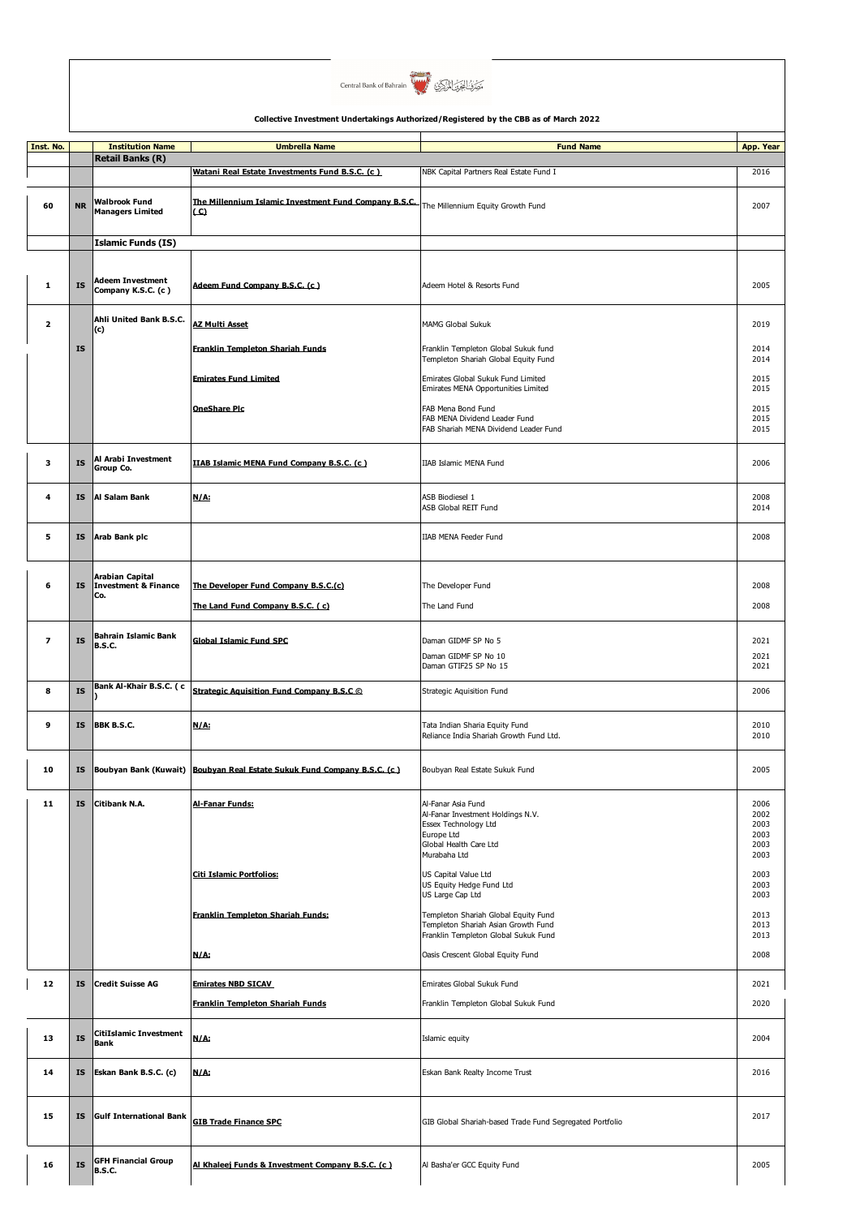Central Bank of Bahrain مصرف البحرين المركزي

**Collective Investment Undertakings Authorized/Registered by the CBB as of March 2022**

| Inst. No. | | Institution Name | Umbrella Name | Fund Name | App. Year |
|---|---|---|---|---|---|
| | | **Retail Banks (R)** | | | |
| | | | **Watani Real Estate Investments Fund B.S.C. (c )** | NBK Capital Partners Real Estate Fund I | 2016 |
| 60 | NR | Walbrook Fund Managers Limited | **The Millennium Islamic Investment Fund Company B.S.C. ( C)** | The Millennium Equity Growth Fund | 2007 |
| | | **Islamic Funds (IS)** | | | |
| 1 | IS | Adeem Investment Company K.S.C. (c ) | **Adeem Fund Company B.S.C. (c )** | Adeem Hotel & Resorts Fund | 2005 |
| 2 | IS | Ahli United Bank B.S.C. (c) | **AZ Multi Asset** | MAMG Global Sukuk | 2019 |
| | | | **Franklin Templeton Shariah Funds** | Franklin Templeton Global Sukuk fund | 2014 |
| | | | | Templeton Shariah Global Equity Fund | 2014 |
| | | | **Emirates Fund Limited** | Emirates Global Sukuk Fund Limited | 2015 |
| | | | | Emirates MENA Opportunities Limited | 2015 |
| | | | **OneShare Plc** | FAB Mena Bond Fund | 2015 |
| | | | | FAB MENA Dividend Leader Fund | 2015 |
| | | | | FAB Shariah MENA Dividend Leader Fund | 2015 |
| 3 | IS | Al Arabi Investment Group Co. | **IIAB Islamic MENA Fund Company B.S.C. (c )** | IIAB Islamic MENA Fund | 2006 |
| 4 | IS | Al Salam Bank | **N/A:** | ASB Biodiesel 1 | 2008 |
| | | | | ASB Global REIT Fund | 2014 |
| 5 | IS | Arab Bank plc | | IIAB MENA Feeder Fund | 2008 |
| 6 | IS | Arabian Capital Investment & Finance Co. | **The Developer Fund Company B.S.C.(c)** | The Developer Fund | 2008 |
| | | | **The Land Fund Company B.S.C. ( c)** | The Land Fund | 2008 |
| 7 | IS | Bahrain Islamic Bank B.S.C. | **Global Islamic Fund SPC** | Daman GIDMF SP No 5 | 2021 |
| | | | | Daman GIDMF SP No 10 | 2021 |
| | | | | Daman GTIF25 SP No 15 | 2021 |
| 8 | IS | Bank Al-Khair B.S.C. ( c ) | **Strategic Aquisition Fund Company B.S.C ©** | Strategic Aquisition Fund | 2006 |
| 9 | IS | BBK B.S.C. | **N/A:** | Tata Indian Sharia Equity Fund | 2010 |
| | | | | Reliance India Shariah Growth Fund Ltd. | 2010 |
| 10 | IS | Boubyan Bank (Kuwait) | **Boubyan Real Estate Sukuk Fund Company B.S.C. (c )** | Boubyan Real Estate Sukuk Fund | 2005 |
| 11 | IS | Citibank N.A. | **Al-Fanar Funds:** | Al-Fanar Asia Fund | 2006 |
| | | | | Al-Fanar Investment Holdings N.V. | 2002 |
| | | | | Essex Technology Ltd | 2003 |
| | | | | Europe Ltd | 2003 |
| | | | | Global Health Care Ltd | 2003 |
| | | | | Murabaha Ltd | 2003 |
| | | | **Citi Islamic Portfolios:** | US Capital Value Ltd | 2003 |
| | | | | US Equity Hedge Fund Ltd | 2003 |
| | | | | US Large Cap Ltd | 2003 |
| | | | **Franklin Templeton Shariah Funds:** | Templeton Shariah Global Equity Fund | 2013 |
| | | | | Templeton Shariah Asian Growth Fund | 2013 |
| | | | | Franklin Templeton Global Sukuk Fund | 2013 |
| | | | **N/A:** | Oasis Crescent Global Equity Fund | 2008 |
| 12 | IS | Credit Suisse AG | **Emirates NBD SICAV** | Emirates Global Sukuk Fund | 2021 |
| | | | **Franklin Templeton Shariah Funds** | Franklin Templeton Global Sukuk Fund | 2020 |
| 13 | IS | CitiIslamic Investment Bank | **N/A:** | Islamic equity | 2004 |
| 14 | IS | Eskan Bank B.S.C. (c) | **N/A:** | Eskan Bank Realty Income Trust | 2016 |
| 15 | IS | Gulf International Bank | **GIB Trade Finance SPC** | GIB Global Shariah-based Trade Fund Segregated Portfolio | 2017 |
| 16 | IS | GFH Financial Group B.S.C. | **Al Khaleej Funds & Investment Company B.S.C. (c )** | Al Basha'er GCC Equity Fund | 2005 |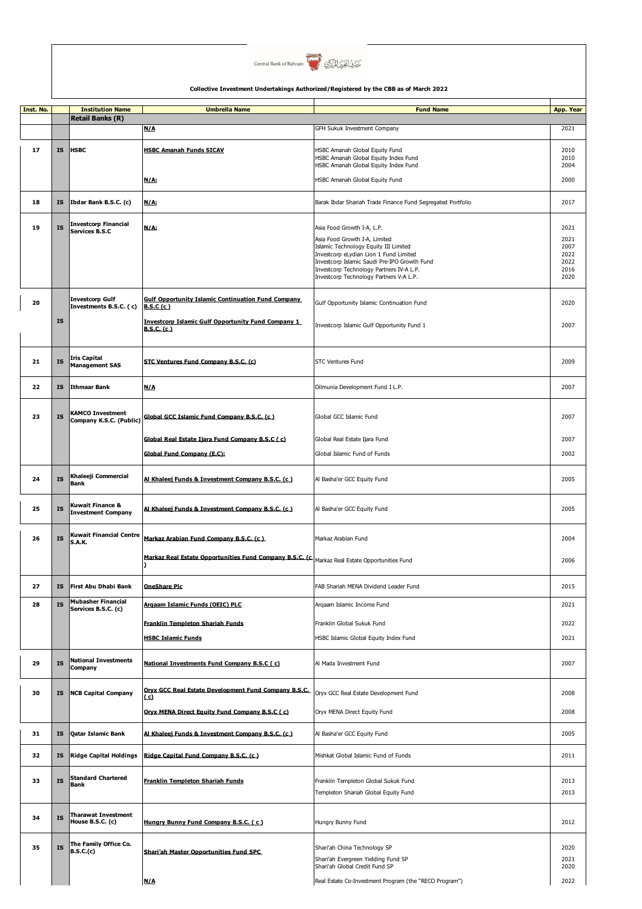Central Bank of Bahrain مصرف البحرين المركزي

**Collective Investment Undertakings Authorized/Registered by the CBB as of March 2022**

| Inst. No. | | Institution Name | Umbrella Name | Fund Name | App. Year |
|---|---|---|---|---|---|
| | | **Retail Banks (R)** | | | |
| | | | N/A | GFH Sukuk Investment Company | 2021 |
| 17 | IS | HSBC | HSBC Amanah Funds SICAV | HSBC Amanah Global Equity Fund | 2010 |
| | | | | HSBC Amanah Global Equity Index Fund | 2010 |
| | | | | HSBC Amanah Global Equity Index Fund | 2004 |
| | | | N/A: | HSBC Amanah Global Equity Fund | 2000 |
| 18 | IS | Ibdar Bank B.S.C. (c) | N/A: | Barak Ibdar Shariah Trade Finance Fund Segregated Portfolio | 2017 |
| 19 | IS | Investcorp Financial Services B.S.C | N/A: | Asia Food Growth I-A, L.P. | 2021 |
| | | | | Asia Food Growth I-A, Limited | 2021 |
| | | | | Islamic Technology Equity III Limited | 2007 |
| | | | | Investcorp eLydian Lion 1 Fund Limited | 2022 |
| | | | | Investcorp Islamic Saudi Pre-IPO Growth Fund | 2022 |
| | | | | Investcorp Technology Partners IV-A L.P. | 2016 |
| | | | | Investcorp Technology Partners V-A L.P. | 2020 |
| 20 | IS | Investcorp Gulf Investments B.S.C. ( c) | Gulf Opportunity Islamic Continuation Fund Company B.S.C (c ) | Gulf Opportunity Islamic Continuation Fund | 2020 |
| | | | Investcorp Islamic Gulf Opportunity Fund Company 1 B.S.C. (c ) | Investcorp Islamic Gulf Opportunity Fund 1 | 2007 |
| 21 | IS | Iris Capital Management SAS | STC Ventures Fund Company B.S.C. (c) | STC Ventures Fund | 2009 |
| 22 | IS | Ithmaar Bank | N/A | Dilmunia Development Fund I L.P. | 2007 |
| 23 | IS | KAMCO Investment Company K.S.C. (Public) | Global GCC Islamic Fund Company B.S.C. (c ) | Global GCC Islamic Fund | 2007 |
| | | | Global Real Estate Ijara Fund Company B.S.C ( c) | Global Real Estate Ijara Fund | 2007 |
| | | | Global Fund Company (E.C): | Global Islamic Fund of Funds | 2002 |
| 24 | IS | Khaleeji Commercial Bank | Al Khaleej Funds & Investment Company B.S.C. (c ) | Al Basha'er GCC Equity Fund | 2005 |
| 25 | IS | Kuwait Finance & Investment Company | Al Khaleej Funds & Investment Company B.S.C. (c ) | Al Basha'er GCC Equity Fund | 2005 |
| 26 | IS | Kuwait Financial Centre S.A.K. | Markaz Arabian Fund Company B.S.C. (c ) | Markaz Arabian Fund | 2004 |
| | | | Markaz Real Estate Opportunities Fund Company B.S.C. (c ) | Markaz Real Estate Opportunities Fund | 2006 |
| 27 | IS | First Abu Dhabi Bank | OneShare Plc | FAB Shariah MENA Dividend Leader Fund | 2015 |
| 28 | IS | Mubasher Financial Services B.S.C. (c) | Arqaam Islamic Funds (OEIC) PLC | Arqaam Islamic Income Fund | 2021 |
| | | | Franklin Templeton Shariah Funds | Franklin Global Sukuk Fund | 2022 |
| | | | HSBC Islamic Funds | HSBC Islamic Global Equity Index Fund | 2021 |
| 29 | IS | National Investments Company | National Investments Fund Company B.S.C ( c) | Al Mada Investment Fund | 2007 |
| 30 | IS | NCB Capital Company | Oryx GCC Real Estate Development Fund Company B.S.C. ( c) | Oryx GCC Real Estate Development Fund | 2008 |
| | | | Oryx MENA Direct Equity Fund Company B.S.C ( c) | Oryx MENA Direct Equity Fund | 2008 |
| 31 | IS | Qatar Islamic Bank | Al Khaleej Funds & Investment Company B.S.C. (c ) | Al Basha'er GCC Equity Fund | 2005 |
| 32 | IS | Ridge Capital Holdings | Ridge Capital Fund Company B.S.C. (c ) | Mishkat Global Islamic Fund of Funds | 2011 |
| 33 | IS | Standard Chartered Bank | Franklin Templeton Shariah Funds | Franklin Templeton Global Sukuk Fund | 2013 |
| | | | | Templeton Shariah Global Equity Fund | 2013 |
| 34 | IS | Tharawat Investment House B.S.C. (c) | Hungry Bunny Fund Company B.S.C. ( c ) | Hungry Bunny Fund | 2012 |
| 35 | IS | The Family Office Co. B.S.C.(c) | Shari'ah Master Opportunities Fund SPC | Shari'ah China Technology SP | 2020 |
| | | | | Shari'ah Evergreen Yielding Fund SP | 2021 |
| | | | | Shari'ah Global Credit Fund SP | 2020 |
| | | | N/A | Real Estate Co-Investment Program (the "RECO Program") | 2022 |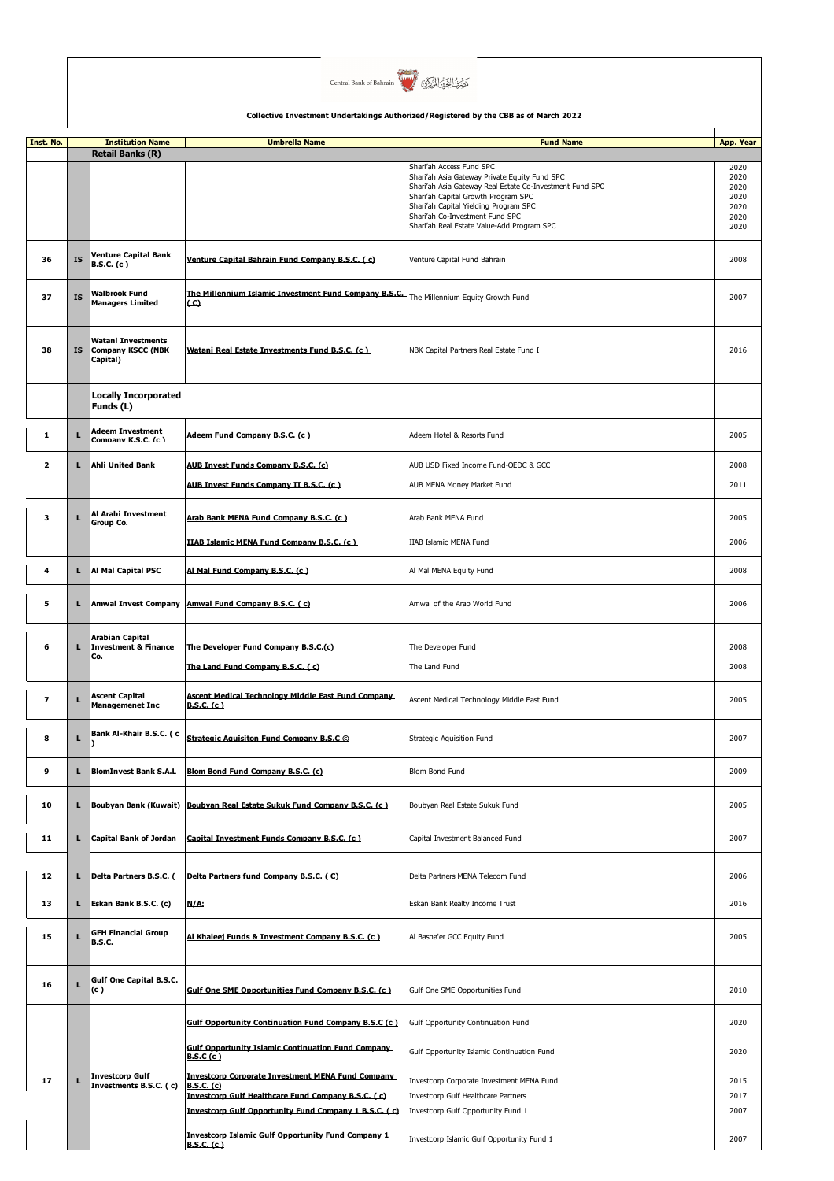Central Bank of Bahrain

**Collective Investment Undertakings Authorized/Registered by the CBB as of March 2022**

| Inst. No. | | Institution Name | Umbrella Name | Fund Name | App. Year |
|---|---|---|---|---|---|
| | | **Retail Banks (R)** | | | |
| | | | | Shari'ah Access Fund SPC<br>Shari'ah Asia Gateway Private Equity Fund SPC<br>Shari'ah Asia Gateway Real Estate Co-Investment Fund SPC<br>Shari'ah Capital Growth Program SPC<br>Shari'ah Capital Yielding Program SPC<br>Shari'ah Co-Investment Fund SPC<br>Shari'ah Real Estate Value-Add Program SPC | 2020<br>2020<br>2020<br>2020<br>2020<br>2020<br>2020 |
| 36 | IS | Venture Capital Bank B.S.C. (c ) | Venture Capital Bahrain Fund Company B.S.C. ( c) | Venture Capital Fund Bahrain | 2008 |
| 37 | IS | Walbrook Fund Managers Limited | The Millennium Islamic Investment Fund Company B.S.C. ( C) | The Millennium Equity Growth Fund | 2007 |
| 38 | IS | Watani Investments Company KSCC (NBK Capital) | Watani Real Estate Investments Fund B.S.C. (c ) | NBK Capital Partners Real Estate Fund I | 2016 |
| | | **Locally Incorporated Funds (L)** | | | |
| 1 | L | Adeem Investment Company K.S.C. (c ) | Adeem Fund Company B.S.C. (c ) | Adeem Hotel & Resorts Fund | 2005 |
| 2 | L | Ahli United Bank | AUB Invest Funds Company B.S.C. (c) | AUB USD Fixed Income Fund-OEDC & GCC | 2008 |
| | | | AUB Invest Funds Company II B.S.C. (c ) | AUB MENA Money Market Fund | 2011 |
| 3 | L | Al Arabi Investment Group Co. | Arab Bank MENA Fund Company B.S.C. (c ) | Arab Bank MENA Fund | 2005 |
| | | | IIAB Islamic MENA Fund Company B.S.C. (c ) | IIAB Islamic MENA Fund | 2006 |
| 4 | L | Al Mal Capital PSC | Al Mal Fund Company B.S.C. (c ) | Al Mal MENA Equity Fund | 2008 |
| 5 | L | Amwal Invest Company | Amwal Fund Company B.S.C. ( c) | Amwal of the Arab World Fund | 2006 |
| 6 | L | Arabian Capital Investment & Finance Co. | The Developer Fund Company B.S.C.(c) | The Developer Fund | 2008 |
| | | | The Land Fund Company B.S.C. ( c) | The Land Fund | 2008 |
| 7 | L | Ascent Capital Managemenet Inc | Ascent Medical Technology Middle East Fund Company B.S.C. (c ) | Ascent Medical Technology Middle East Fund | 2005 |
| 8 | L | Bank Al-Khair B.S.C. ( c ) | Strategic Aquisiton Fund Company B.S.C © | Strategic Aquisition Fund | 2007 |
| 9 | L | BlomInvest Bank S.A.L | Blom Bond Fund Company B.S.C. (c) | Blom Bond Fund | 2009 |
| 10 | L | Boubyan Bank (Kuwait) | Boubyan Real Estate Sukuk Fund Company B.S.C. (c ) | Boubyan Real Estate Sukuk Fund | 2005 |
| 11 | L | Capital Bank of Jordan | Capital Investment Funds Company B.S.C. (c ) | Capital Investment Balanced Fund | 2007 |
| 12 | L | Delta Partners B.S.C. ( | Delta Partners fund Company B.S.C. ( C) | Delta Partners MENA Telecom Fund | 2006 |
| 13 | L | Eskan Bank B.S.C. (c) | N/A: | Eskan Bank Realty Income Trust | 2016 |
| 15 | L | GFH Financial Group B.S.C. | Al Khaleej Funds & Investment Company B.S.C. (c ) | Al Basha'er GCC Equity Fund | 2005 |
| 16 | L | Gulf One Capital B.S.C. (c ) | Gulf One SME Opportunities Fund Company B.S.C. (c ) | Gulf One SME Opportunities Fund | 2010 |
| 17 | L | Investcorp Gulf Investments B.S.C. ( c) | Gulf Opportunity Continuation Fund Company B.S.C (c ) | Gulf Opportunity Continuation Fund | 2020 |
| | | | Gulf Opportunity Islamic Continuation Fund Company B.S.C (c ) | Gulf Opportunity Islamic Continuation Fund | 2020 |
| | | | Investcorp Corporate Investment MENA Fund Company B.S.C. (c) | Investcorp Corporate Investment MENA Fund | 2015 |
| | | | Investcorp Gulf Healthcare Fund Company B.S.C. ( c) | Investcorp Gulf Healthcare Partners | 2017 |
| | | | Investcorp Gulf Opportunity Fund Company 1 B.S.C. ( c) | Investcorp Gulf Opportunity Fund 1 | 2007 |
| | | | Investcorp Islamic Gulf Opportunity Fund Company 1 B.S.C. (c ) | Investcorp Islamic Gulf Opportunity Fund 1 | 2007 |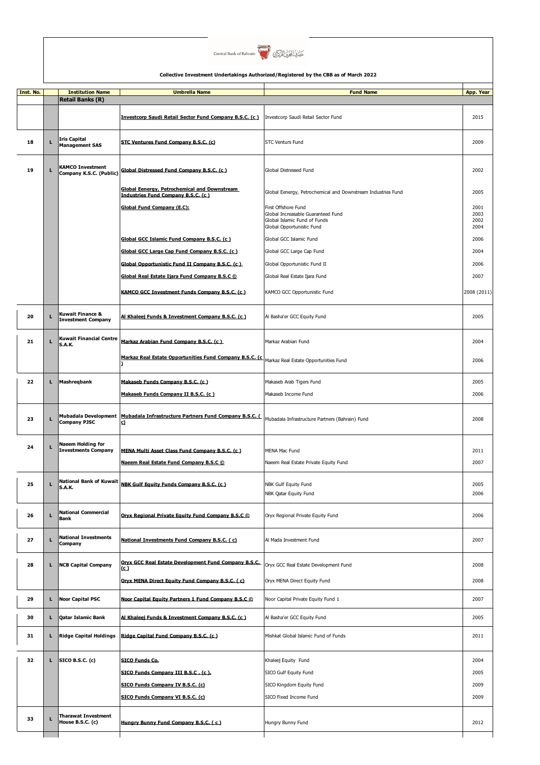**Collective Investment Undertakings Authorized/Registered by the CBB as of March 2022**

| Inst. No. | | Institution Name | Umbrella Name | Fund Name | App. Year |
|---|---|---|---|---|---|
| | | **Retail Banks (R)** | | | |
| | | | Investcorp Saudi Retail Sector Fund Company B.S.C. (c ) | Investcorp Saudi Retail Sector Fund | 2015 |
| 18 | L | Iris Capital Management SAS | STC Ventures Fund Company B.S.C. (c) | STC Venturs Fund | 2009 |
| 19 | L | KAMCO Investment Company K.S.C. (Public) | Global Distressed Fund Company B.S.C. (c ) | Global Distressed Fund | 2002 |
| | | | Global Eenergy, Petrochemical and Downstream Industries Fund Company B.S.C. (c ) | Global Eenergy, Petrochemical and Downstream Industries Fund | 2005 |
| | | | Global Fund Company (E.C): | First Offshore Fund<br>Global Increasable Guaranteed Fund<br>Global Islamic Fund of Funds<br>Global Opportunistic Fund | 2001<br>2003<br>2002<br>2004 |
| | | | Global GCC Islamic Fund Company B.S.C. (c ) | Global GCC Islamic Fund | 2006 |
| | | | Global GCC Large Cap Fund Company B.S.C. (c ) | Global GCC Large Cap Fund | 2004 |
| | | | Global Opportunistic Fund II Company B.S.C. (c ) | Global Opportunistic Fund II | 2006 |
| | | | Global Real Estate Ijara Fund Company B.S.C © | Global Real Estate Ijara Fund | 2007 |
| | | | KAMCO GCC Investment Funds Company B.S.C. (c ) | KAMCO GCC Opportunistic Fund | 2008 (2011) |
| 20 | L | Kuwait Finance & Investment Company | Al Khaleej Funds & Investment Company B.S.C. (c ) | Al Basha'er GCC Equity Fund | 2005 |
| 21 | L | Kuwait Financial Centre S.A.K. | Markaz Arabian Fund Company B.S.C. (c ) | Markaz Arabian Fund | 2004 |
| | | | Markaz Real Estate Opportunities Fund Company B.S.C. (c ) | Markaz Real Estate Opportunities Fund | 2006 |
| 22 | L | Mashreqbank | Makaseb Funds Company B.S.C. (c ) | Makaseb Arab Tigers Fund | 2005 |
| | | | Makaseb Funds Company II B.S.C. (c ) | Makaseb Income Fund | 2006 |
| 23 | L | Mubadala Development Company PJSC | Mubadala Infrastructure Partners Fund Company B.S.C. ( c) | Mubadala Infrastructure Partners (Bahrain) Fund | 2008 |
| 24 | L | Naeem Holding for Investments Company | MENA Multi Asset Class Fund Company B.S.C. (c ) | MENA Mac Fund | 2011 |
| | | | Naeem Real Estate Fund Company B.S.C © | Naeem Real Estate Private Equity Fund | 2007 |
| 25 | L | National Bank of Kuwait S.A.K. | NBK Gulf Equity Funds Company B.S.C. (c ) | NBK Gulf Equity Fund<br>NBK Qatar Equity Fund | 2005<br>2006 |
| 26 | L | National Commercial Bank | Oryx Regional Private Equity Fund Company B.S.C © | Oryx Regional Private Equity Fund | 2006 |
| 27 | L | National Investments Company | National Investments Fund Company B.S.C. ( c) | Al Mada Investment Fund | 2007 |
| 28 | L | NCB Capital Company | Oryx GCC Real Estate Development Fund Company B.S.C. (c ) | Oryx GCC Real Estate Development Fund | 2008 |
| | | | Oryx MENA Direct Equity Fund Company B.S.C. ( c) | Oryx MENA Direct Equity Fund | 2008 |
| 29 | L | Noor Capital PSC | Noor Capital Equity Partners 1 Fund Company B.S.C © | Noor Capital Private Equity Fund 1 | 2007 |
| 30 | L | Qatar Islamic Bank | Al Khaleej Funds & Investment Company B.S.C. (c ) | Al Basha'er GCC Equity Fund | 2005 |
| 31 | L | Ridge Capital Holdings | Ridge Capital Fund Company B.S.C. (c ) | Mishkat Global Islamic Fund of Funds | 2011 |
| 32 | L | SICO B.S.C. (c) | SICO Funds Co. | Khaleej Equity Fund | 2004 |
| | | | SICO Funds Company III B.S.C . (c ). | SICO Gulf Equity Fund | 2005 |
| | | | SICO Funds Company IV B.S.C. (c) | SICO Kingdom Equity Fund | 2009 |
| | | | SICO Funds Company VI B.S.C. (c) | SICO Fixed Income Fund | 2009 |
| 33 | L | Tharawat Investment House B.S.C. (c) | Hungry Bunny Fund Company B.S.C. ( c ) | Hungry Bunny Fund | 2012 |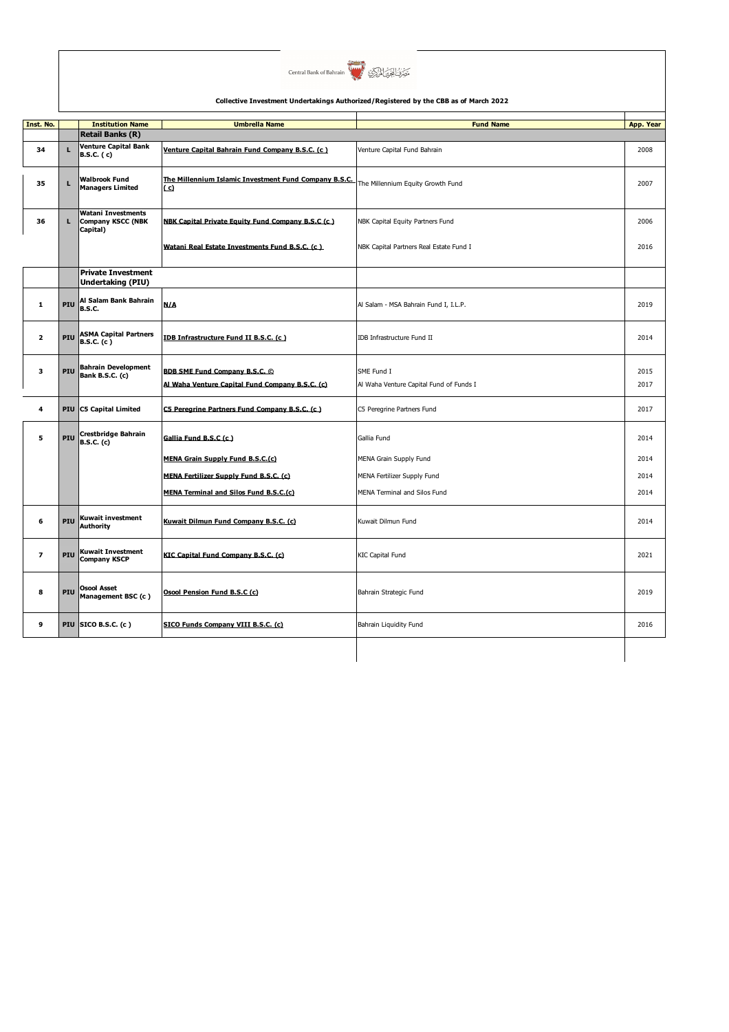Central Bank of Bahrain مصرف البحرين المركزي

**Collective Investment Undertakings Authorized/Registered by the CBB as of March 2022**

| Inst. No. | | Institution Name | Umbrella Name | Fund Name | App. Year |
|---|---|---|---|---|---|
| | | **Retail Banks (R)** | | | |
| 34 | L | **Venture Capital Bank B.S.C. ( c)** | **Venture Capital Bahrain Fund Company B.S.C. (c )** | Venture Capital Fund Bahrain | 2008 |
| 35 | L | **Walbrook Fund Managers Limited** | **The Millennium Islamic Investment Fund Company B.S.C. ( c)** | The Millennium Equity Growth Fund | 2007 |
| 36 | L | **Watani Investments Company KSCC (NBK Capital)** | **NBK Capital Private Equity Fund Company B.S.C (c )** | NBK Capital Equity Partners Fund | 2006 |
| | | | **Watani Real Estate Investments Fund B.S.C. (c )** | NBK Capital Partners Real Estate Fund I | 2016 |
| | | **Private Investment Undertaking (PIU)** | | | |
| 1 | PIU | **Al Salam Bank Bahrain B.S.C.** | **N/A** | Al Salam - MSA Bahrain Fund I, I.L.P. | 2019 |
| 2 | PIU | **ASMA Capital Partners B.S.C. (c )** | **IDB Infrastructure Fund II B.S.C. (c )** | IDB Infrastructure Fund II | 2014 |
| 3 | PIU | **Bahrain Development Bank B.S.C. (c)** | **BDB SME Fund Company B.S.C. ©** | SME Fund I | 2015 |
| | | | **Al Waha Venture Capital Fund Company B.S.C. (c)** | Al Waha Venture Capital Fund of Funds I | 2017 |
| 4 | PIU | **C5 Capital Limited** | **C5 Peregrine Partners Fund Company B.S.C. (c )** | C5 Peregrine Partners Fund | 2017 |
| 5 | PIU | **Crestbridge Bahrain B.S.C. (c)** | **Gallia Fund B.S.C (c )** | Gallia Fund | 2014 |
| | | | **MENA Grain Supply Fund B.S.C.(c)** | MENA Grain Supply Fund | 2014 |
| | | | **MENA Fertilizer Supply Fund B.S.C. (c)** | MENA Fertilizer Supply Fund | 2014 |
| | | | **MENA Terminal and Silos Fund B.S.C.(c)** | MENA Terminal and Silos Fund | 2014 |
| 6 | PIU | **Kuwait investment Authority** | **Kuwait Dilmun Fund Company B.S.C. (c)** | Kuwait Dilmun Fund | 2014 |
| 7 | PIU | **Kuwait Investment Company KSCP** | **KIC Capital Fund Company B.S.C. (c)** | KIC Capital Fund | 2021 |
| 8 | PIU | **Osool Asset Management BSC (c )** | **Osool Pension Fund B.S.C (c)** | Bahrain Strategic Fund | 2019 |
| 9 | PIU | **SICO B.S.C. (c )** | **SICO Funds Company VIII B.S.C. (c)** | Bahrain Liquidity Fund | 2016 |